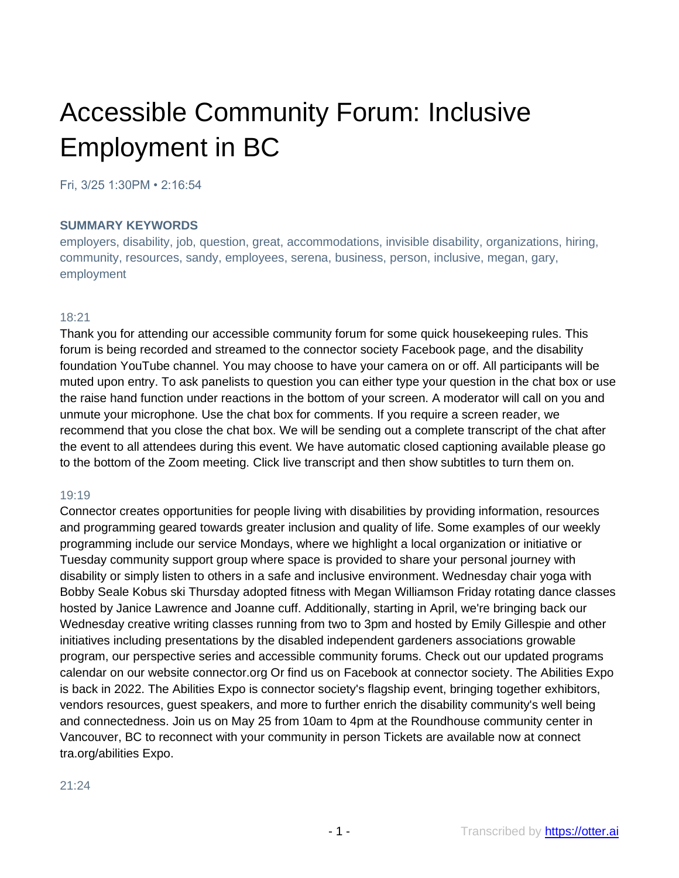# Accessible Community Forum: Inclusive Employment in BC

Fri, 3/25 1:30PM • 2:16:54

### SUMMARY KEYWORDS

employers, disability, job, question, great, accommodations, invisible disability, organizations, hiring, community, resources, sandy, employees, serena, business, person, inclusive, megan, gary, employment

18:21

Thank you for attending our accessible community forum for some quick housekeeping rules. This forum is being recorded and streamed to the connector society Facebook page, and the disability foundation YouTube channel. You may choose to have your camera on or off. All participants will be muted upon entry. To ask panelists to question you can either type your question in the chat box or use the raise hand function under reactions in the bottom of your screen. A moderator will call on you and unmute your microphone. Use the chat box for comments. If you require a screen reader, we recommend that you close the chat box. We will be sending out a complete transcript of the chat after the event to all attendees during this event. We have automatic closed captioning available please go to the bottom of the Zoom meeting. Click live transcript and then show subtitles to turn them on.

19:19

Connector creates opportunities for people living with disabilities by providing information, resources and programming geared towards greater inclusion and quality of life. Some examples of our weekly programming include our service Mondays, where we highlight a local organization or initiative or Tuesday community support group where space is provided to share your personal journey with disability or simply listen to others in a safe and inclusive environment. Wednesday chair yoga with Bobby Seale Kobus ski Thursday adopted fitness with Megan Williamson Friday rotating dance classes hosted by Janice Lawrence and Joanne cuff. Additionally, starting in April, we're bringing back our Wednesday creative writing classes running from two to 3pm and hosted by Emily Gillespie and other initiatives including presentations by the disabled independent gardeners associations growable program, our perspective series and accessible community forums. Check out our updated programs calendar on our website connector.org Or find us on Facebook at connector society. The Abilities Expo is back in 2022. The Abilities Expo is connector society's flagship event, bringing together exhibitors, vendors resources, guest speakers, and more to further enrich the disability community's well being and connectedness. Join us on May 25 from 10am to 4pm at the Roundhouse community center in Vancouver, BC to reconnect with your community in person Tickets are available now at connect tra.org/abilities Expo.

21:24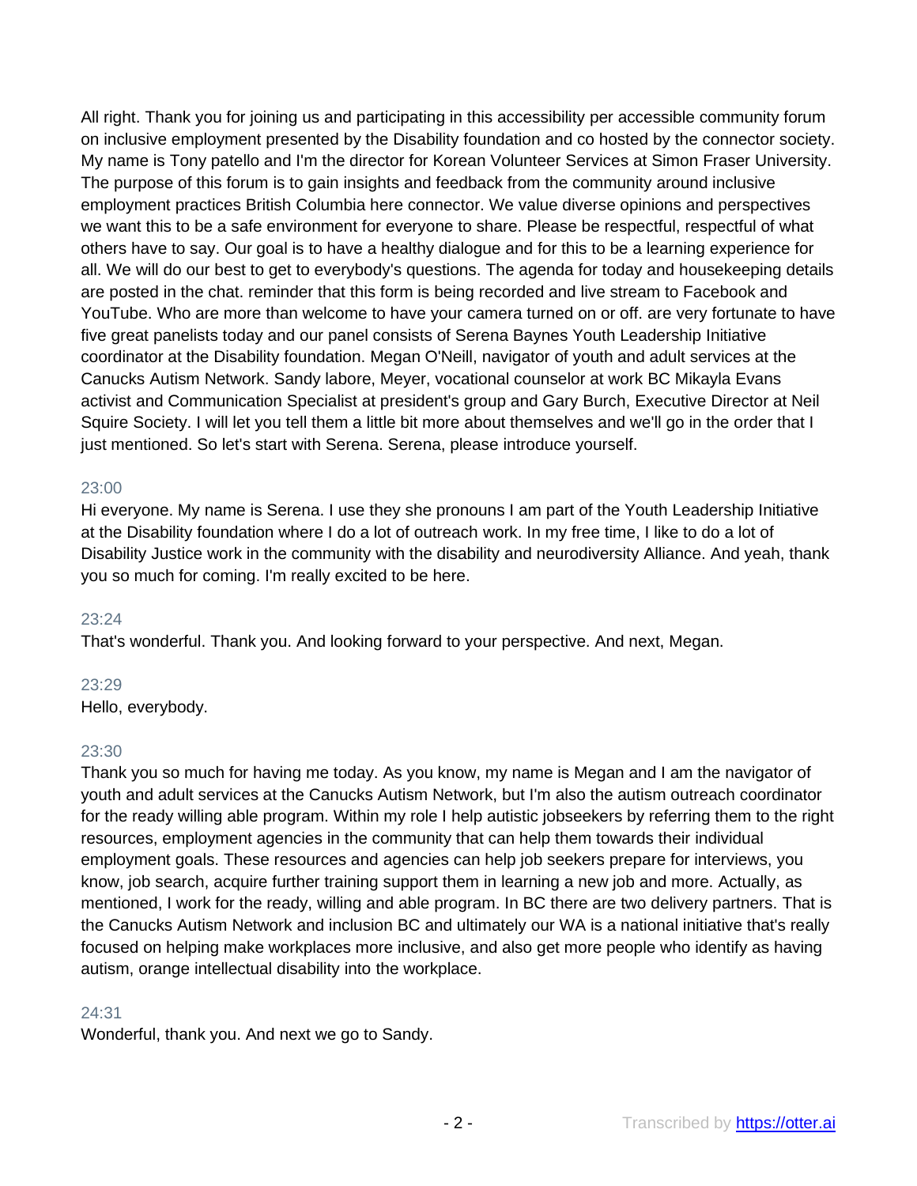All right. Thank you for joining us and participating in this accessibility per accessible community forum on inclusive employment presented by the Disability foundation and co hosted by the connector society. My name is Tony patello and I'm the director for Korean Volunteer Services at Simon Fraser University. The purpose of this forum is to gain insights and feedback from the community around inclusive employment practices British Columbia here connector. We value diverse opinions and perspectives we want this to be a safe environment for everyone to share. Please be respectful, respectful of what others have to say. Our goal is to have a healthy dialogue and for this to be a learning experience for all. We will do our best to get to everybody's questions. The agenda for today and housekeeping details are posted in the chat. reminder that this form is being recorded and live stream to Facebook and YouTube. Who are more than welcome to have your camera turned on or off. are very fortunate to have five great panelists today and our panel consists of Serena Baynes Youth Leadership Initiative coordinator at the Disability foundation. Megan O'Neill, navigator of youth and adult services at the Canucks Autism Network. Sandy labore, Meyer, vocational counselor at work BC Mikayla Evans activist and Communication Specialist at president's group and Gary Burch, Executive Director at Neil Squire Society. I will let you tell them a little bit more about themselves and we'll go in the order that I just mentioned. So let's start with Serena. Serena, please introduce yourself.

23:00

Hi everyone. My name is Serena. I use they she pronouns I am part of the Youth Leadership Initiative at the Disability foundation where I do a lot of outreach work. In my free time, I like to do a lot of Disability Justice work in the community with the disability and neurodiversity Alliance. And yeah, thank you so much for coming. I'm really excited to be here.

23:24

That's wonderful. Thank you. And looking forward to your perspective. And next, Megan.

23:29

Hello, everybody.

23:30

Thank you so much for having me today. As you know, my name is Megan and I am the navigator of youth and adult services at the Canucks Autism Network, but I'm also the autism outreach coordinator for the ready willing able program. Within my role I help autistic jobseekers by referring them to the right resources, employment agencies in the community that can help them towards their individual employment goals. These resources and agencies can help job seekers prepare for interviews, you know, job search, acquire further training support them in learning a new job and more. Actually, as mentioned, I work for the ready, willing and able program. In BC there are two delivery partners. That is the Canucks Autism Network and inclusion BC and ultimately our WA is a national initiative that's really focused on helping make workplaces more inclusive, and also get more people who identify as having autism, orange intellectual disability into the workplace.

24:31

Wonderful, thank you. And next we go to Sandy.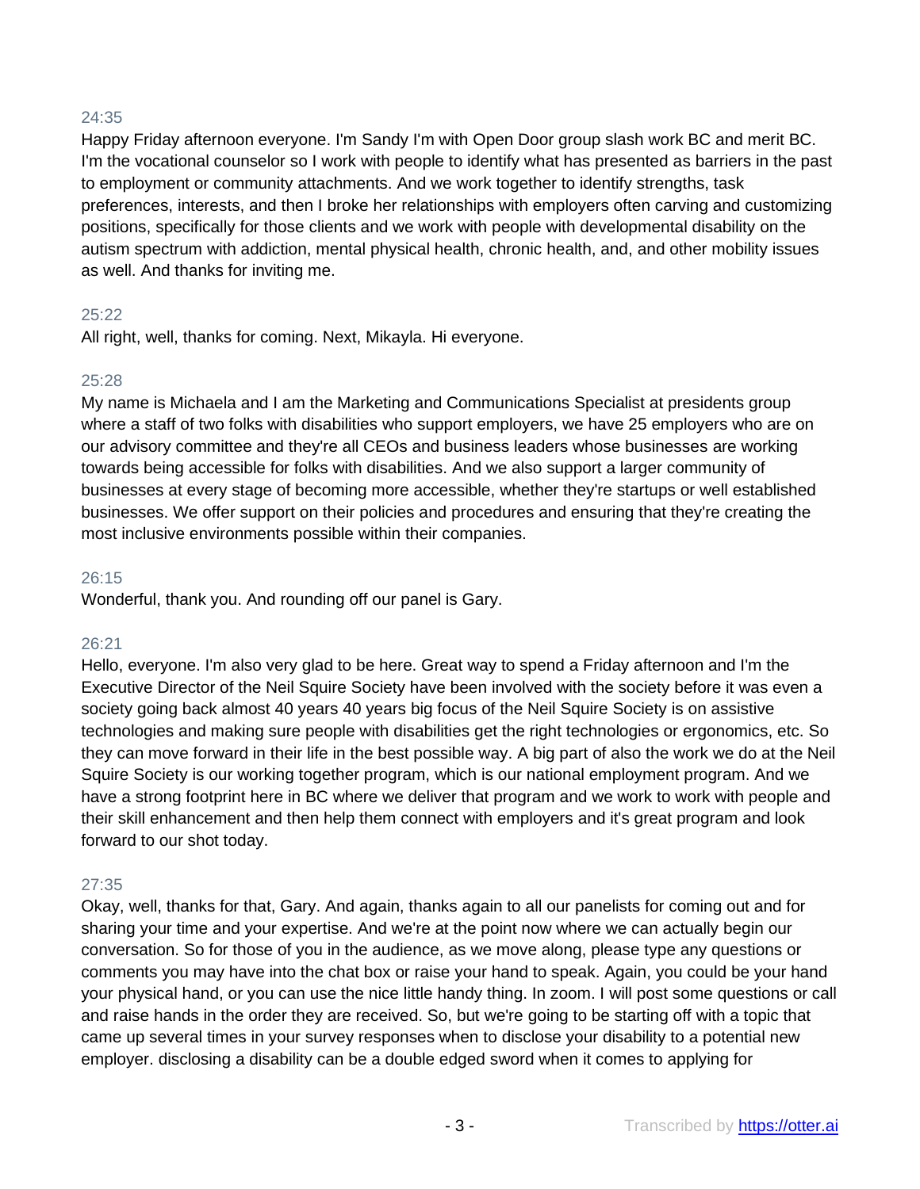24:35

Happy Friday afternoon everyone. I'm Sandy I'm with Open Door group slash work BC and merit BC. I'm the vocational counselor so I work with people to identify what has presented as barriers in the past to employment or community attachments. And we work together to identify strengths, task preferences, interests, and then I broke her relationships with employers often carving and customizing positions, specifically for those clients and we work with people with developmental disability on the autism spectrum with addiction, mental physical health, chronic health, and, and other mobility issues as well. And thanks for inviting me.

25:22

All right, well, thanks for coming. Next, Mikayla. Hi everyone.

25:28

My name is Michaela and I am the Marketing and Communications Specialist at presidents group where a staff of two folks with disabilities who support employers, we have 25 employers who are on our advisory committee and they're all CEOs and business leaders whose businesses are working towards being accessible for folks with disabilities. And we also support a larger community of businesses at every stage of becoming more accessible, whether they're startups or well established businesses. We offer support on their policies and procedures and ensuring that they're creating the most inclusive environments possible within their companies.

26:15

Wonderful, thank you. And rounding off our panel is Gary.

26:21

Hello, everyone. I'm also very glad to be here. Great way to spend a Friday afternoon and I'm the Executive Director of the Neil Squire Society have been involved with the society before it was even a society going back almost 40 years 40 years big focus of the Neil Squire Society is on assistive technologies and making sure people with disabilities get the right technologies or ergonomics, etc. So they can move forward in their life in the best possible way. A big part of also the work we do at the Neil Squire Society is our working together program, which is our national employment program. And we have a strong footprint here in BC where we deliver that program and we work to work with people and their skill enhancement and then help them connect with employers and it's great program and look forward to our shot today.

27:35

Okay, well, thanks for that, Gary. And again, thanks again to all our panelists for coming out and for sharing your time and your expertise. And we're at the point now where we can actually begin our conversation. So for those of you in the audience, as we move along, please type any questions or comments you may have into the chat box or raise your hand to speak. Again, you could be your hand your physical hand, or you can use the nice little handy thing. In zoom. I will post some questions or call and raise hands in the order they are received. So, but we're going to be starting off with a topic that came up several times in your survey responses when to disclose your disability to a potential new employer. disclosing a disability can be a double edged sword when it comes to applying for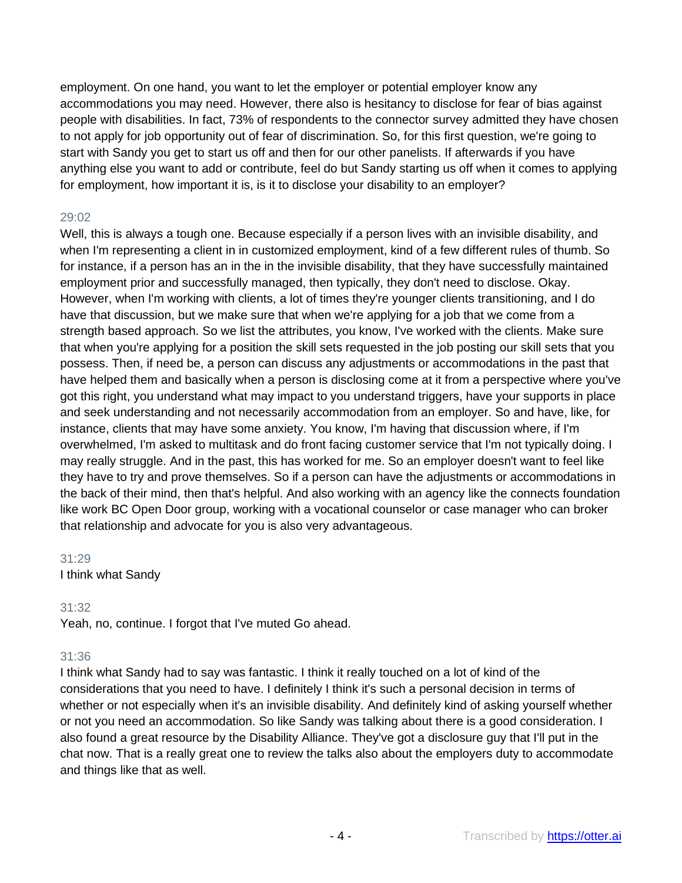employment. On one hand, you want to let the employer or potential employer know any accommodations you may need. However, there also is hesitancy to disclose for fear of bias against people with disabilities. In fact, 73% of respondents to the connector survey admitted they have chosen to not apply for job opportunity out of fear of discrimination. So, for this first question, we're going to start with Sandy you get to start us off and then for our other panelists. If afterwards if you have anything else you want to add or contribute, feel do but Sandy starting us off when it comes to applying for employment, how important it is, is it to disclose your disability to an employer?

29:02

Well, this is always a tough one. Because especially if a person lives with an invisible disability, and when I'm representing a client in in customized employment, kind of a few different rules of thumb. So for instance, if a person has an in the in the invisible disability, that they have successfully maintained employment prior and successfully managed, then typically, they don't need to disclose. Okay. However, when I'm working with clients, a lot of times they're younger clients transitioning, and I do have that discussion, but we make sure that when we're applying for a job that we come from a strength based approach. So we list the attributes, you know, I've worked with the clients. Make sure that when you're applying for a position the skill sets requested in the job posting our skill sets that you possess. Then, if need be, a person can discuss any adjustments or accommodations in the past that have helped them and basically when a person is disclosing come at it from a perspective where you've got this right, you understand what may impact to you understand triggers, have your supports in place and seek understanding and not necessarily accommodation from an employer. So and have, like, for instance, clients that may have some anxiety. You know, I'm having that discussion where, if I'm overwhelmed, I'm asked to multitask and do front facing customer service that I'm not typically doing. I may really struggle. And in the past, this has worked for me. So an employer doesn't want to feel like they have to try and prove themselves. So if a person can have the adjustments or accommodations in the back of their mind, then that's helpful. And also working with an agency like the connects foundation like work BC Open Door group, working with a vocational counselor or case manager who can broker that relationship and advocate for you is also very advantageous.

31:29

I think what Sandy

31:32

Yeah, no, continue. I forgot that I've muted Go ahead.

31:36

I think what Sandy had to say was fantastic. I think it really touched on a lot of kind of the considerations that you need to have. I definitely I think it's such a personal decision in terms of whether or not especially when it's an invisible disability. And definitely kind of asking yourself whether or not you need an accommodation. So like Sandy was talking about there is a good consideration. I also found a great resource by the Disability Alliance. They've got a disclosure guy that I'll put in the chat now. That is a really great one to review the talks also about the employers duty to accommodate and things like that as well.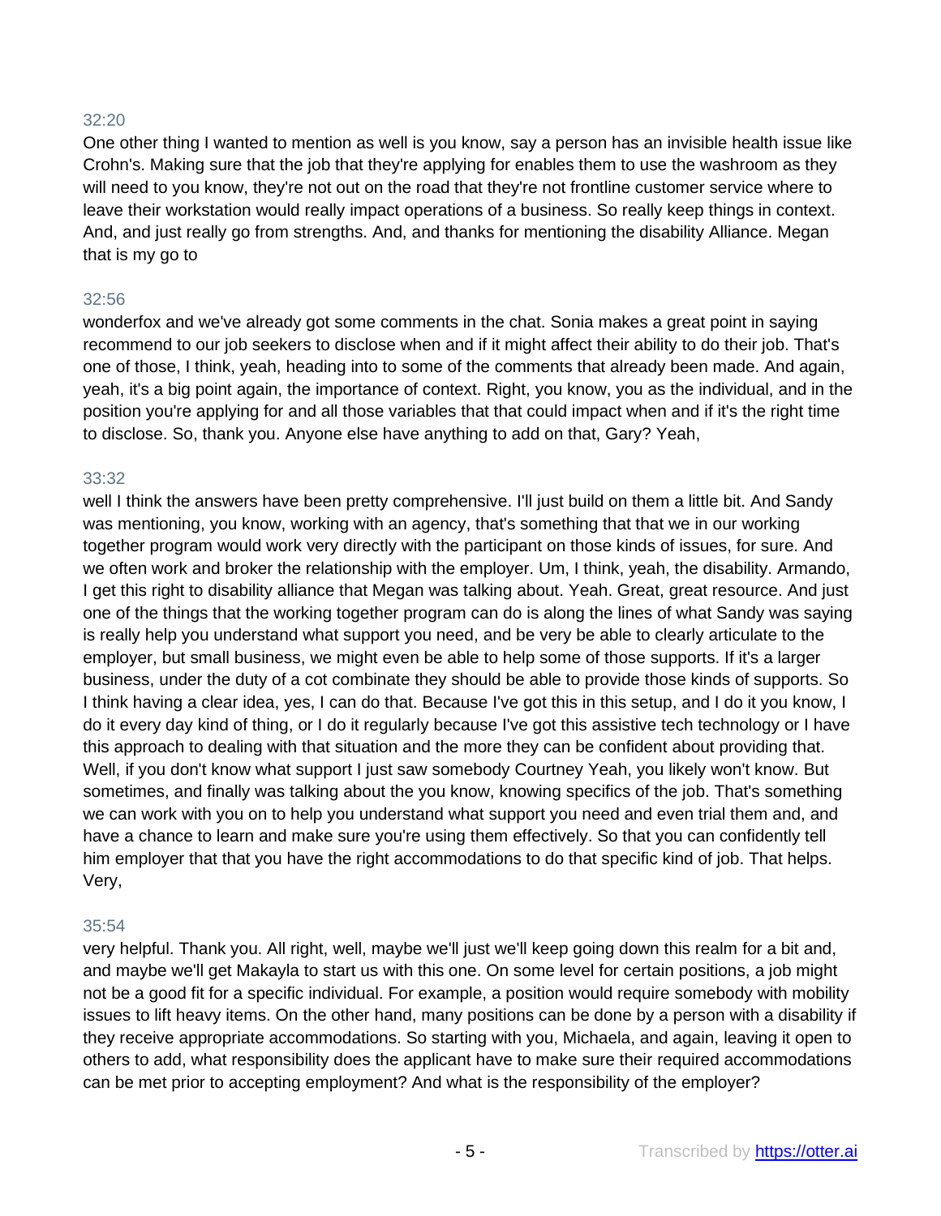32:20

One other thing I wanted to mention as well is you know, say a person has an invisible health issue like Crohn's. Making sure that the job that they're applying for enables them to use the washroom as they will need to you know, they're not out on the road that they're not frontline customer service where to leave their workstation would really impact operations of a business. So really keep things in context. And, and just really go from strengths. And, and thanks for mentioning the disability Alliance. Megan that is my go to

32:56

wonderfox and we've already got some comments in the chat. Sonia makes a great point in saying recommend to our job seekers to disclose when and if it might affect their ability to do their job. That's one of those, I think, yeah, heading into to some of the comments that already been made. And again, yeah, it's a big point again, the importance of context. Right, you know, you as the individual, and in the position you're applying for and all those variables that that could impact when and if it's the right time to disclose. So, thank you. Anyone else have anything to add on that, Gary? Yeah,

33:32

well I think the answers have been pretty comprehensive. I'll just build on them a little bit. And Sandy was mentioning, you know, working with an agency, that's something that that we in our working together program would work very directly with the participant on those kinds of issues, for sure. And we often work and broker the relationship with the employer. Um, I think, yeah, the disability. Armando, I get this right to disability alliance that Megan was talking about. Yeah. Great, great resource. And just one of the things that the working together program can do is along the lines of what Sandy was saying is really help you understand what support you need, and be very be able to clearly articulate to the employer, but small business, we might even be able to help some of those supports. If it's a larger business, under the duty of a cot combinate they should be able to provide those kinds of supports. So I think having a clear idea, yes, I can do that. Because I've got this in this setup, and I do it you know, I do it every day kind of thing, or I do it regularly because I've got this assistive tech technology or I have this approach to dealing with that situation and the more they can be confident about providing that. Well, if you don't know what support I just saw somebody Courtney Yeah, you likely won't know. But sometimes, and finally was talking about the you know, knowing specifics of the job. That's something we can work with you on to help you understand what support you need and even trial them and, and have a chance to learn and make sure you're using them effectively. So that you can confidently tell him employer that that you have the right accommodations to do that specific kind of job. That helps. Very,

35:54

very helpful. Thank you. All right, well, maybe we'll just we'll keep going down this realm for a bit and, and maybe we'll get Makayla to start us with this one. On some level for certain positions, a job might not be a good fit for a specific individual. For example, a position would require somebody with mobility issues to lift heavy items. On the other hand, many positions can be done by a person with a disability if they receive appropriate accommodations. So starting with you, Michaela, and again, leaving it open to others to add, what responsibility does the applicant have to make sure their required accommodations can be met prior to accepting employment? And what is the responsibility of the employer?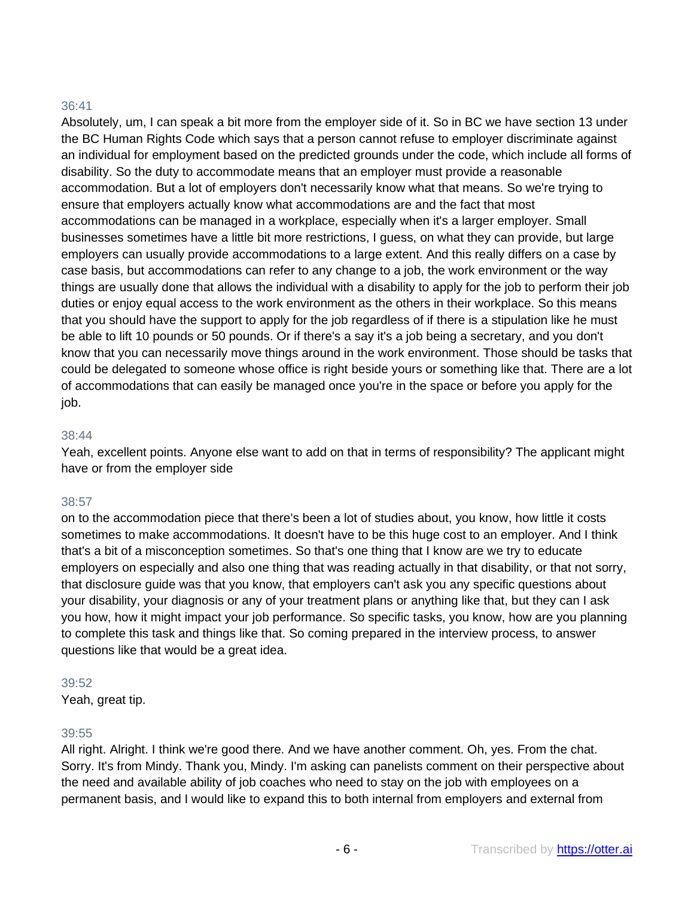36:41

Absolutely, um, I can speak a bit more from the employer side of it. So in BC we have section 13 under the BC Human Rights Code which says that a person cannot refuse to employer discriminate against an individual for employment based on the predicted grounds under the code, which include all forms of disability. So the duty to accommodate means that an employer must provide a reasonable accommodation. But a lot of employers don't necessarily know what that means. So we're trying to ensure that employers actually know what accommodations are and the fact that most accommodations can be managed in a workplace, especially when it's a larger employer. Small businesses sometimes have a little bit more restrictions, I guess, on what they can provide, but large employers can usually provide accommodations to a large extent. And this really differs on a case by case basis, but accommodations can refer to any change to a job, the work environment or the way things are usually done that allows the individual with a disability to apply for the job to perform their job duties or enjoy equal access to the work environment as the others in their workplace. So this means that you should have the support to apply for the job regardless of if there is a stipulation like he must be able to lift 10 pounds or 50 pounds. Or if there's a say it's a job being a secretary, and you don't know that you can necessarily move things around in the work environment. Those should be tasks that could be delegated to someone whose office is right beside yours or something like that. There are a lot of accommodations that can easily be managed once you're in the space or before you apply for the job.

38:44

Yeah, excellent points. Anyone else want to add on that in terms of responsibility? The applicant might have or from the employer side

38:57

on to the accommodation piece that there's been a lot of studies about, you know, how little it costs sometimes to make accommodations. It doesn't have to be this huge cost to an employer. And I think that's a bit of a misconception sometimes. So that's one thing that I know are we try to educate employers on especially and also one thing that was reading actually in that disability, or that not sorry, that disclosure guide was that you know, that employers can't ask you any specific questions about your disability, your diagnosis or any of your treatment plans or anything like that, but they can I ask you how, how it might impact your job performance. So specific tasks, you know, how are you planning to complete this task and things like that. So coming prepared in the interview process, to answer questions like that would be a great idea.

39:52

Yeah, great tip.

39:55

All right. Alright. I think we're good there. And we have another comment. Oh, yes. From the chat. Sorry. It's from Mindy. Thank you, Mindy. I'm asking can panelists comment on their perspective about the need and available ability of job coaches who need to stay on the job with employees on a permanent basis, and I would like to expand this to both internal from employers and external from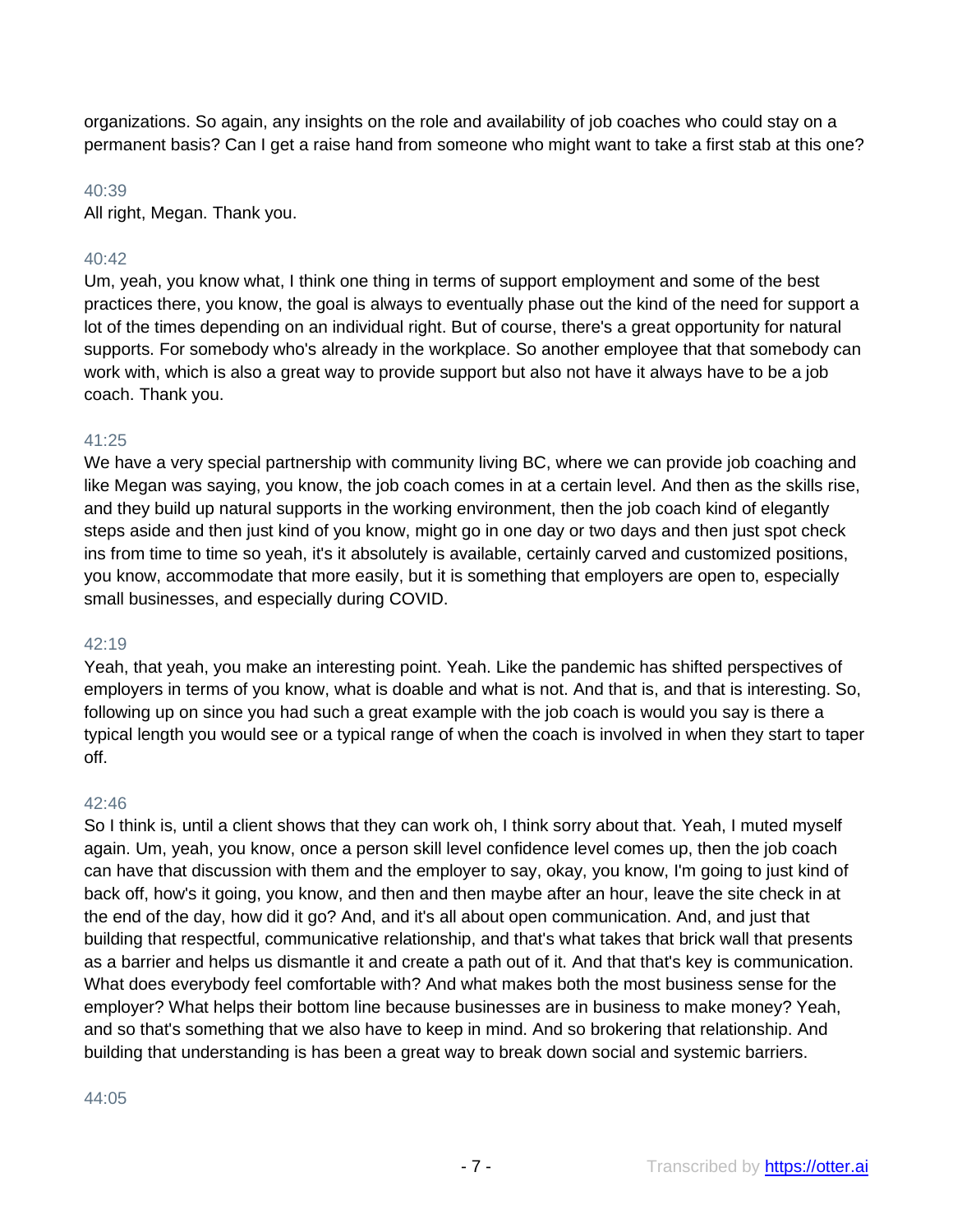organizations. So again, any insights on the role and availability of job coaches who could stay on a permanent basis? Can I get a raise hand from someone who might want to take a first stab at this one?

40:39

All right, Megan. Thank you.

40:42

Um, yeah, you know what, I think one thing in terms of support employment and some of the best practices there, you know, the goal is always to eventually phase out the kind of the need for support a lot of the times depending on an individual right. But of course, there's a great opportunity for natural supports. For somebody who's already in the workplace. So another employee that that somebody can work with, which is also a great way to provide support but also not have it always have to be a job coach. Thank you.

41:25

We have a very special partnership with community living BC, where we can provide job coaching and like Megan was saying, you know, the job coach comes in at a certain level. And then as the skills rise, and they build up natural supports in the working environment, then the job coach kind of elegantly steps aside and then just kind of you know, might go in one day or two days and then just spot check ins from time to time so yeah, it's it absolutely is available, certainly carved and customized positions, you know, accommodate that more easily, but it is something that employers are open to, especially small businesses, and especially during COVID.

42:19

Yeah, that yeah, you make an interesting point. Yeah. Like the pandemic has shifted perspectives of employers in terms of you know, what is doable and what is not. And that is, and that is interesting. So, following up on since you had such a great example with the job coach is would you say is there a typical length you would see or a typical range of when the coach is involved in when they start to taper off.

42:46

So I think is, until a client shows that they can work oh, I think sorry about that. Yeah, I muted myself again. Um, yeah, you know, once a person skill level confidence level comes up, then the job coach can have that discussion with them and the employer to say, okay, you know, I'm going to just kind of back off, how's it going, you know, and then and then maybe after an hour, leave the site check in at the end of the day, how did it go? And, and it's all about open communication. And, and just that building that respectful, communicative relationship, and that's what takes that brick wall that presents as a barrier and helps us dismantle it and create a path out of it. And that that's key is communication. What does everybody feel comfortable with? And what makes both the most business sense for the employer? What helps their bottom line because businesses are in business to make money? Yeah, and so that's something that we also have to keep in mind. And so brokering that relationship. And building that understanding is has been a great way to break down social and systemic barriers.

44:05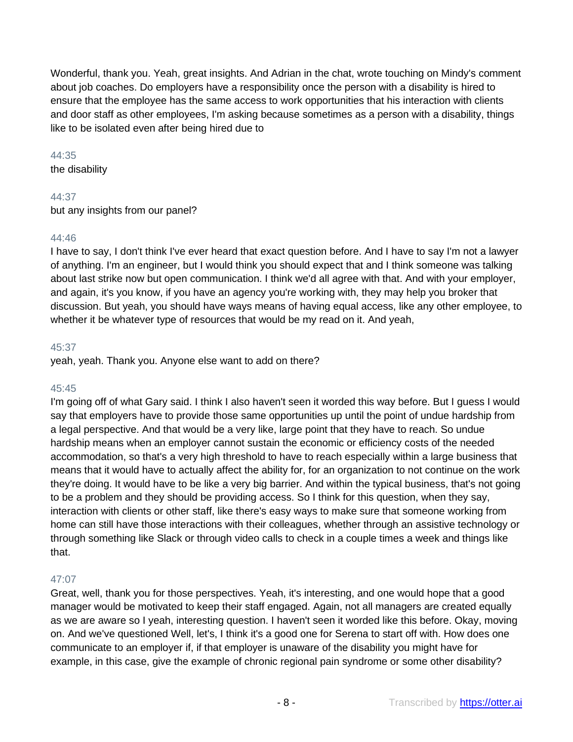Wonderful, thank you. Yeah, great insights. And Adrian in the chat, wrote touching on Mindy's comment about job coaches. Do employers have a responsibility once the person with a disability is hired to ensure that the employee has the same access to work opportunities that his interaction with clients and door staff as other employees, I'm asking because sometimes as a person with a disability, things like to be isolated even after being hired due to

44:35
the disability

44:37
but any insights from our panel?

44:46
I have to say, I don't think I've ever heard that exact question before. And I have to say I'm not a lawyer of anything. I'm an engineer, but I would think you should expect that and I think someone was talking about last strike now but open communication. I think we'd all agree with that. And with your employer, and again, it's you know, if you have an agency you're working with, they may help you broker that discussion. But yeah, you should have ways means of having equal access, like any other employee, to whether it be whatever type of resources that would be my read on it. And yeah,

45:37
yeah, yeah. Thank you. Anyone else want to add on there?

45:45
I'm going off of what Gary said. I think I also haven't seen it worded this way before. But I guess I would say that employers have to provide those same opportunities up until the point of undue hardship from a legal perspective. And that would be a very like, large point that they have to reach. So undue hardship means when an employer cannot sustain the economic or efficiency costs of the needed accommodation, so that's a very high threshold to have to reach especially within a large business that means that it would have to actually affect the ability for, for an organization to not continue on the work they're doing. It would have to be like a very big barrier. And within the typical business, that's not going to be a problem and they should be providing access. So I think for this question, when they say, interaction with clients or other staff, like there's easy ways to make sure that someone working from home can still have those interactions with their colleagues, whether through an assistive technology or through something like Slack or through video calls to check in a couple times a week and things like that.

47:07
Great, well, thank you for those perspectives. Yeah, it's interesting, and one would hope that a good manager would be motivated to keep their staff engaged. Again, not all managers are created equally as we are aware so I yeah, interesting question. I haven't seen it worded like this before. Okay, moving on. And we've questioned Well, let's, I think it's a good one for Serena to start off with. How does one communicate to an employer if, if that employer is unaware of the disability you might have for example, in this case, give the example of chronic regional pain syndrome or some other disability?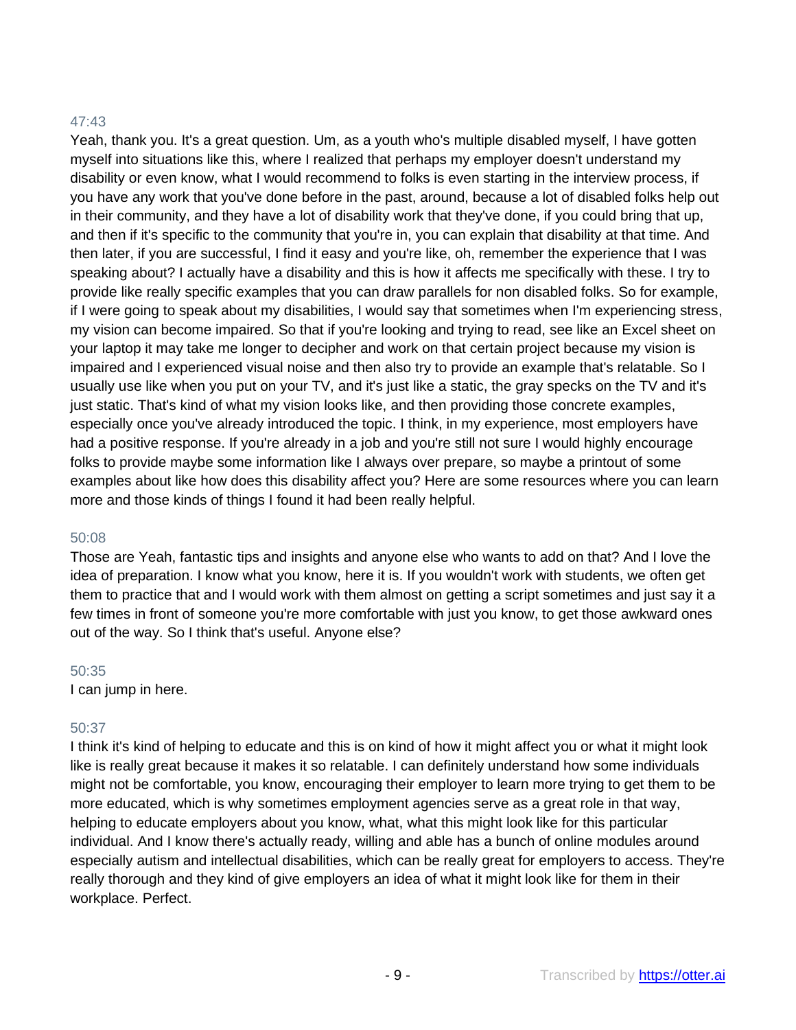47:43

Yeah, thank you. It's a great question. Um, as a youth who's multiple disabled myself, I have gotten myself into situations like this, where I realized that perhaps my employer doesn't understand my disability or even know, what I would recommend to folks is even starting in the interview process, if you have any work that you've done before in the past, around, because a lot of disabled folks help out in their community, and they have a lot of disability work that they've done, if you could bring that up, and then if it's specific to the community that you're in, you can explain that disability at that time. And then later, if you are successful, I find it easy and you're like, oh, remember the experience that I was speaking about? I actually have a disability and this is how it affects me specifically with these. I try to provide like really specific examples that you can draw parallels for non disabled folks. So for example, if I were going to speak about my disabilities, I would say that sometimes when I'm experiencing stress, my vision can become impaired. So that if you're looking and trying to read, see like an Excel sheet on your laptop it may take me longer to decipher and work on that certain project because my vision is impaired and I experienced visual noise and then also try to provide an example that's relatable. So I usually use like when you put on your TV, and it's just like a static, the gray specks on the TV and it's just static. That's kind of what my vision looks like, and then providing those concrete examples, especially once you've already introduced the topic. I think, in my experience, most employers have had a positive response. If you're already in a job and you're still not sure I would highly encourage folks to provide maybe some information like I always over prepare, so maybe a printout of some examples about like how does this disability affect you? Here are some resources where you can learn more and those kinds of things I found it had been really helpful.

50:08

Those are Yeah, fantastic tips and insights and anyone else who wants to add on that? And I love the idea of preparation. I know what you know, here it is. If you wouldn't work with students, we often get them to practice that and I would work with them almost on getting a script sometimes and just say it a few times in front of someone you're more comfortable with just you know, to get those awkward ones out of the way. So I think that's useful. Anyone else?

50:35

I can jump in here.

50:37

I think it's kind of helping to educate and this is on kind of how it might affect you or what it might look like is really great because it makes it so relatable. I can definitely understand how some individuals might not be comfortable, you know, encouraging their employer to learn more trying to get them to be more educated, which is why sometimes employment agencies serve as a great role in that way, helping to educate employers about you know, what, what this might look like for this particular individual. And I know there's actually ready, willing and able has a bunch of online modules around especially autism and intellectual disabilities, which can be really great for employers to access. They're really thorough and they kind of give employers an idea of what it might look like for them in their workplace. Perfect.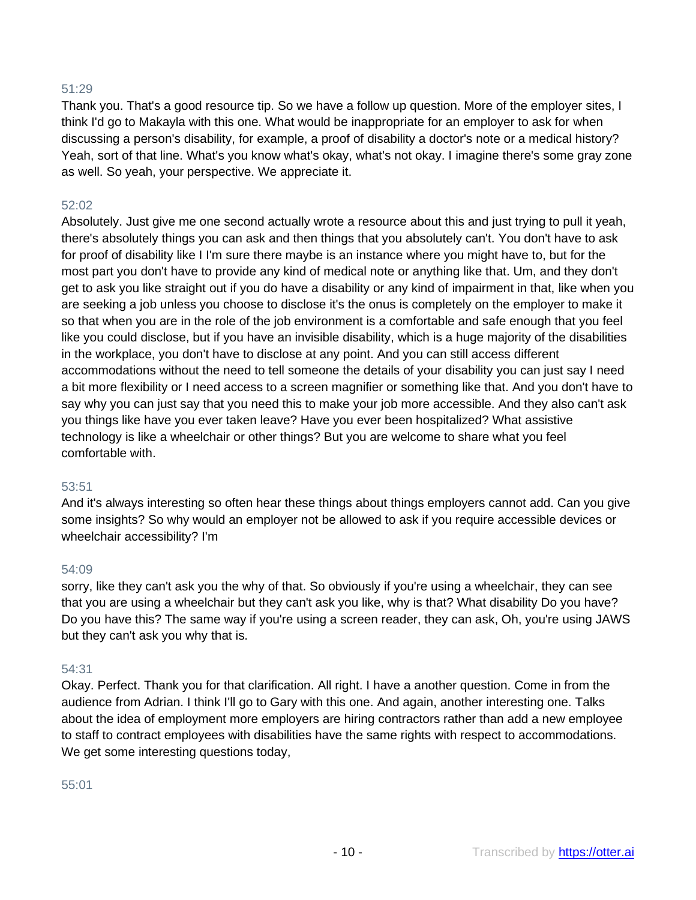51:29

Thank you. That's a good resource tip. So we have a follow up question. More of the employer sites, I think I'd go to Makayla with this one. What would be inappropriate for an employer to ask for when discussing a person's disability, for example, a proof of disability a doctor's note or a medical history? Yeah, sort of that line. What's you know what's okay, what's not okay. I imagine there's some gray zone as well. So yeah, your perspective. We appreciate it.

52:02

Absolutely. Just give me one second actually wrote a resource about this and just trying to pull it yeah, there's absolutely things you can ask and then things that you absolutely can't. You don't have to ask for proof of disability like I I'm sure there maybe is an instance where you might have to, but for the most part you don't have to provide any kind of medical note or anything like that. Um, and they don't get to ask you like straight out if you do have a disability or any kind of impairment in that, like when you are seeking a job unless you choose to disclose it's the onus is completely on the employer to make it so that when you are in the role of the job environment is a comfortable and safe enough that you feel like you could disclose, but if you have an invisible disability, which is a huge majority of the disabilities in the workplace, you don't have to disclose at any point. And you can still access different accommodations without the need to tell someone the details of your disability you can just say I need a bit more flexibility or I need access to a screen magnifier or something like that. And you don't have to say why you can just say that you need this to make your job more accessible. And they also can't ask you things like have you ever taken leave? Have you ever been hospitalized? What assistive technology is like a wheelchair or other things? But you are welcome to share what you feel comfortable with.

53:51

And it's always interesting so often hear these things about things employers cannot add. Can you give some insights? So why would an employer not be allowed to ask if you require accessible devices or wheelchair accessibility? I'm

54:09

sorry, like they can't ask you the why of that. So obviously if you're using a wheelchair, they can see that you are using a wheelchair but they can't ask you like, why is that? What disability Do you have? Do you have this? The same way if you're using a screen reader, they can ask, Oh, you're using JAWS but they can't ask you why that is.

54:31

Okay. Perfect. Thank you for that clarification. All right. I have a another question. Come in from the audience from Adrian. I think I'll go to Gary with this one. And again, another interesting one. Talks about the idea of employment more employers are hiring contractors rather than add a new employee to staff to contract employees with disabilities have the same rights with respect to accommodations. We get some interesting questions today,

55:01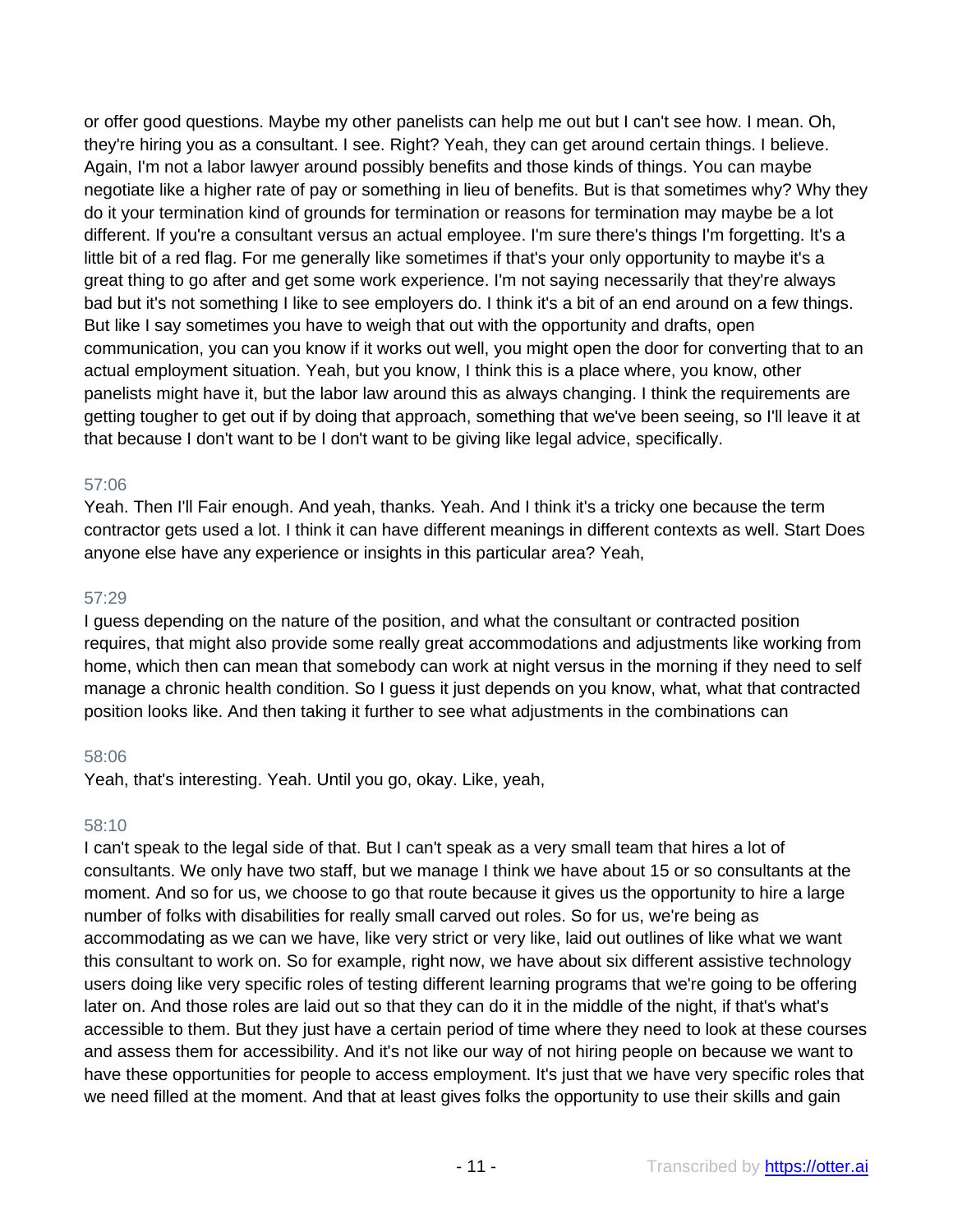or offer good questions. Maybe my other panelists can help me out but I can't see how. I mean. Oh, they're hiring you as a consultant. I see. Right? Yeah, they can get around certain things. I believe. Again, I'm not a labor lawyer around possibly benefits and those kinds of things. You can maybe negotiate like a higher rate of pay or something in lieu of benefits. But is that sometimes why? Why they do it your termination kind of grounds for termination or reasons for termination may maybe be a lot different. If you're a consultant versus an actual employee. I'm sure there's things I'm forgetting. It's a little bit of a red flag. For me generally like sometimes if that's your only opportunity to maybe it's a great thing to go after and get some work experience. I'm not saying necessarily that they're always bad but it's not something I like to see employers do. I think it's a bit of an end around on a few things. But like I say sometimes you have to weigh that out with the opportunity and drafts, open communication, you can you know if it works out well, you might open the door for converting that to an actual employment situation. Yeah, but you know, I think this is a place where, you know, other panelists might have it, but the labor law around this as always changing. I think the requirements are getting tougher to get out if by doing that approach, something that we've been seeing, so I'll leave it at that because I don't want to be I don't want to be giving like legal advice, specifically.

57:06

Yeah. Then I'll Fair enough. And yeah, thanks. Yeah. And I think it's a tricky one because the term contractor gets used a lot. I think it can have different meanings in different contexts as well. Start Does anyone else have any experience or insights in this particular area? Yeah,

57:29

I guess depending on the nature of the position, and what the consultant or contracted position requires, that might also provide some really great accommodations and adjustments like working from home, which then can mean that somebody can work at night versus in the morning if they need to self manage a chronic health condition. So I guess it just depends on you know, what, what that contracted position looks like. And then taking it further to see what adjustments in the combinations can

58:06

Yeah, that's interesting. Yeah. Until you go, okay. Like, yeah,

58:10

I can't speak to the legal side of that. But I can't speak as a very small team that hires a lot of consultants. We only have two staff, but we manage I think we have about 15 or so consultants at the moment. And so for us, we choose to go that route because it gives us the opportunity to hire a large number of folks with disabilities for really small carved out roles. So for us, we're being as accommodating as we can we have, like very strict or very like, laid out outlines of like what we want this consultant to work on. So for example, right now, we have about six different assistive technology users doing like very specific roles of testing different learning programs that we're going to be offering later on. And those roles are laid out so that they can do it in the middle of the night, if that's what's accessible to them. But they just have a certain period of time where they need to look at these courses and assess them for accessibility. And it's not like our way of not hiring people on because we want to have these opportunities for people to access employment. It's just that we have very specific roles that we need filled at the moment. And that at least gives folks the opportunity to use their skills and gain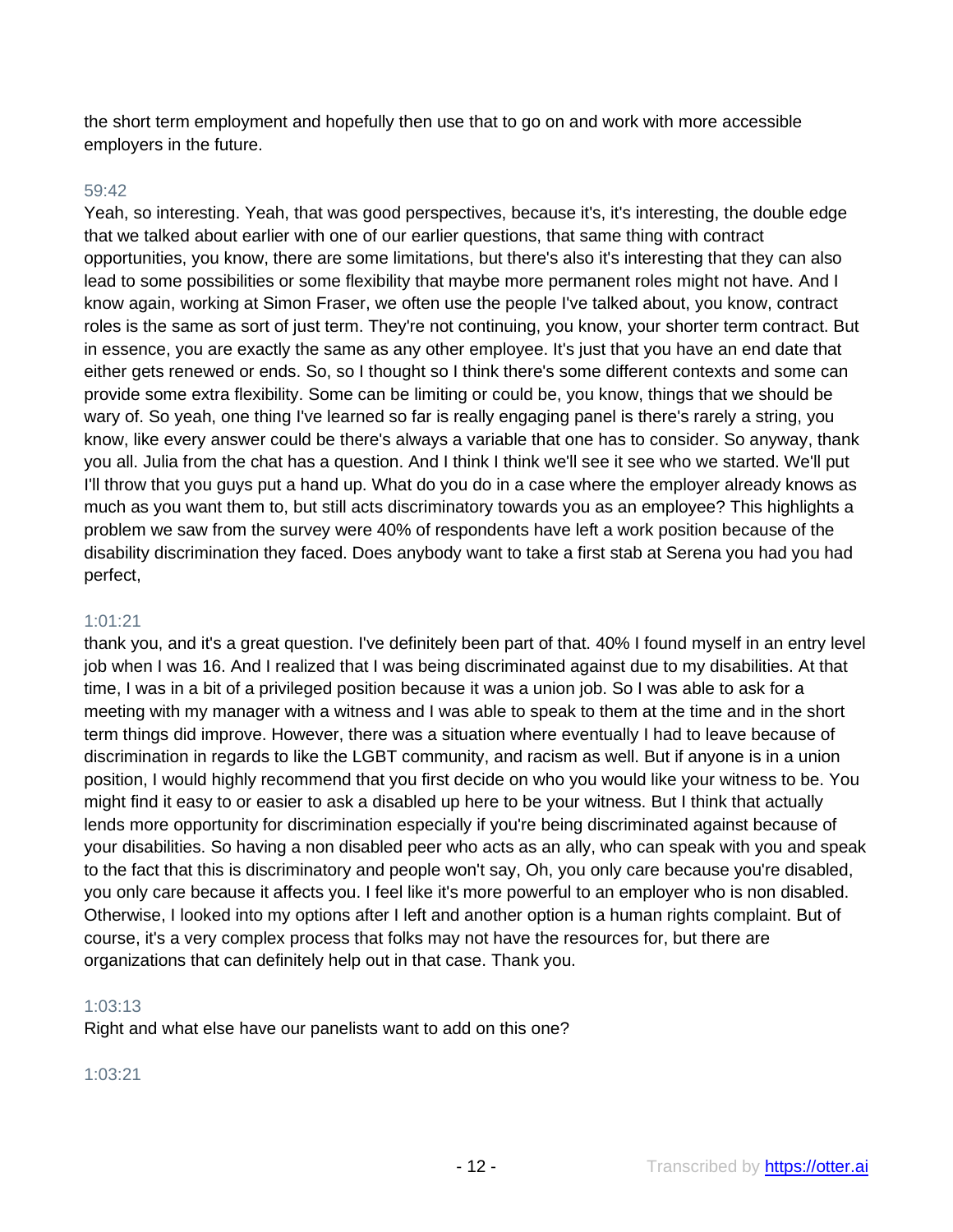the short term employment and hopefully then use that to go on and work with more accessible employers in the future.

59:42

Yeah, so interesting. Yeah, that was good perspectives, because it's, it's interesting, the double edge that we talked about earlier with one of our earlier questions, that same thing with contract opportunities, you know, there are some limitations, but there's also it's interesting that they can also lead to some possibilities or some flexibility that maybe more permanent roles might not have. And I know again, working at Simon Fraser, we often use the people I've talked about, you know, contract roles is the same as sort of just term. They're not continuing, you know, your shorter term contract. But in essence, you are exactly the same as any other employee. It's just that you have an end date that either gets renewed or ends. So, so I thought so I think there's some different contexts and some can provide some extra flexibility. Some can be limiting or could be, you know, things that we should be wary of. So yeah, one thing I've learned so far is really engaging panel is there's rarely a string, you know, like every answer could be there's always a variable that one has to consider. So anyway, thank you all. Julia from the chat has a question. And I think I think we'll see it see who we started. We'll put I'll throw that you guys put a hand up. What do you do in a case where the employer already knows as much as you want them to, but still acts discriminatory towards you as an employee? This highlights a problem we saw from the survey were 40% of respondents have left a work position because of the disability discrimination they faced. Does anybody want to take a first stab at Serena you had you had perfect,

1:01:21

thank you, and it's a great question. I've definitely been part of that. 40% I found myself in an entry level job when I was 16. And I realized that I was being discriminated against due to my disabilities. At that time, I was in a bit of a privileged position because it was a union job. So I was able to ask for a meeting with my manager with a witness and I was able to speak to them at the time and in the short term things did improve. However, there was a situation where eventually I had to leave because of discrimination in regards to like the LGBT community, and racism as well. But if anyone is in a union position, I would highly recommend that you first decide on who you would like your witness to be. You might find it easy to or easier to ask a disabled up here to be your witness. But I think that actually lends more opportunity for discrimination especially if you're being discriminated against because of your disabilities. So having a non disabled peer who acts as an ally, who can speak with you and speak to the fact that this is discriminatory and people won't say, Oh, you only care because you're disabled, you only care because it affects you. I feel like it's more powerful to an employer who is non disabled. Otherwise, I looked into my options after I left and another option is a human rights complaint. But of course, it's a very complex process that folks may not have the resources for, but there are organizations that can definitely help out in that case. Thank you.

1:03:13

Right and what else have our panelists want to add on this one?

1:03:21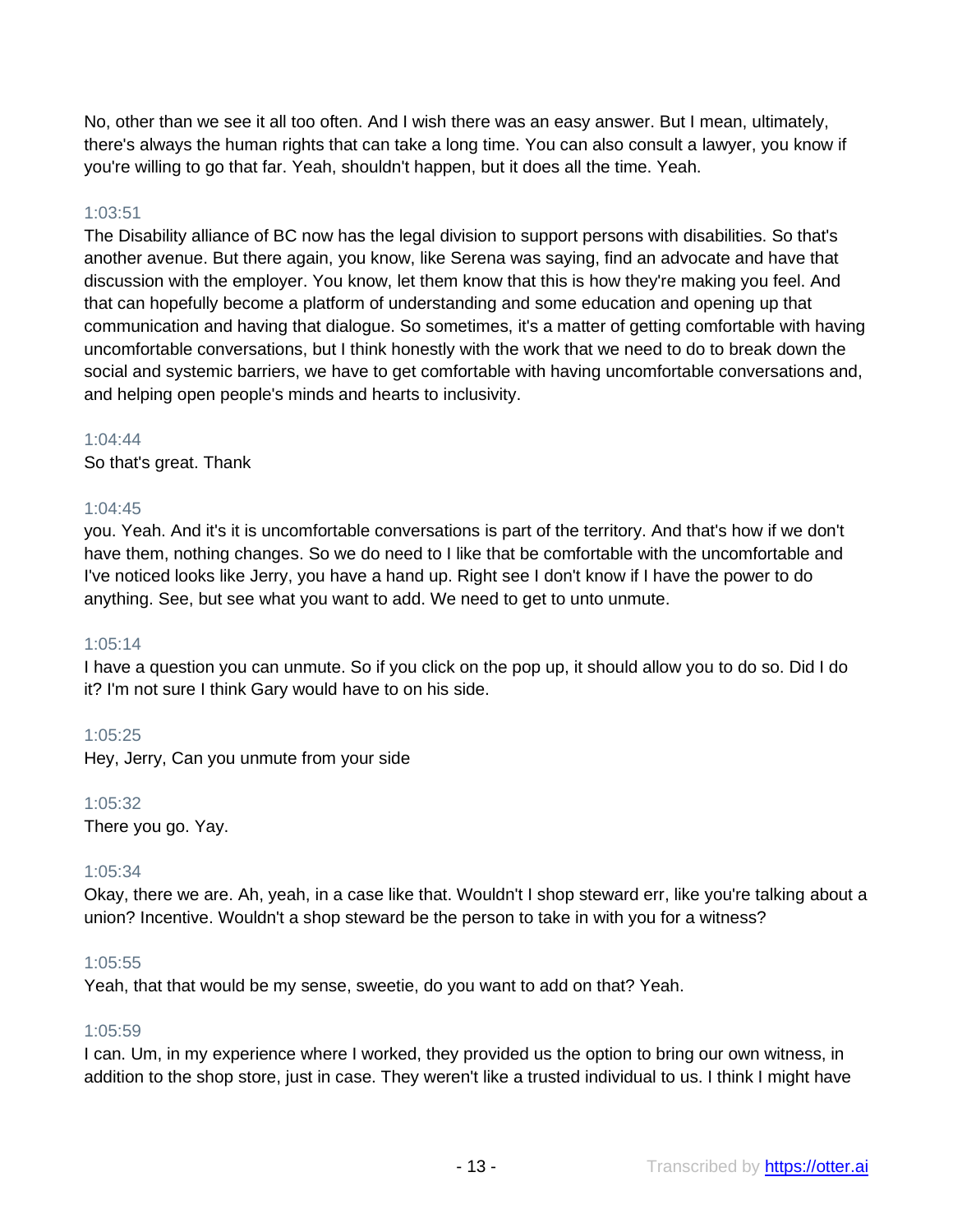No, other than we see it all too often. And I wish there was an easy answer. But I mean, ultimately, there's always the human rights that can take a long time. You can also consult a lawyer, you know if you're willing to go that far. Yeah, shouldn't happen, but it does all the time. Yeah.

1:03:51

The Disability alliance of BC now has the legal division to support persons with disabilities. So that's another avenue. But there again, you know, like Serena was saying, find an advocate and have that discussion with the employer. You know, let them know that this is how they're making you feel. And that can hopefully become a platform of understanding and some education and opening up that communication and having that dialogue. So sometimes, it's a matter of getting comfortable with having uncomfortable conversations, but I think honestly with the work that we need to do to break down the social and systemic barriers, we have to get comfortable with having uncomfortable conversations and, and helping open people's minds and hearts to inclusivity.

1:04:44

So that's great. Thank

1:04:45

you. Yeah. And it's it is uncomfortable conversations is part of the territory. And that's how if we don't have them, nothing changes. So we do need to I like that be comfortable with the uncomfortable and I've noticed looks like Jerry, you have a hand up. Right see I don't know if I have the power to do anything. See, but see what you want to add. We need to get to unto unmute.

1:05:14

I have a question you can unmute. So if you click on the pop up, it should allow you to do so. Did I do it? I'm not sure I think Gary would have to on his side.

1:05:25

Hey, Jerry, Can you unmute from your side

1:05:32

There you go. Yay.

1:05:34

Okay, there we are. Ah, yeah, in a case like that. Wouldn't I shop steward err, like you're talking about a union? Incentive. Wouldn't a shop steward be the person to take in with you for a witness?

1:05:55

Yeah, that that would be my sense, sweetie, do you want to add on that? Yeah.

1:05:59

I can. Um, in my experience where I worked, they provided us the option to bring our own witness, in addition to the shop store, just in case. They weren't like a trusted individual to us. I think I might have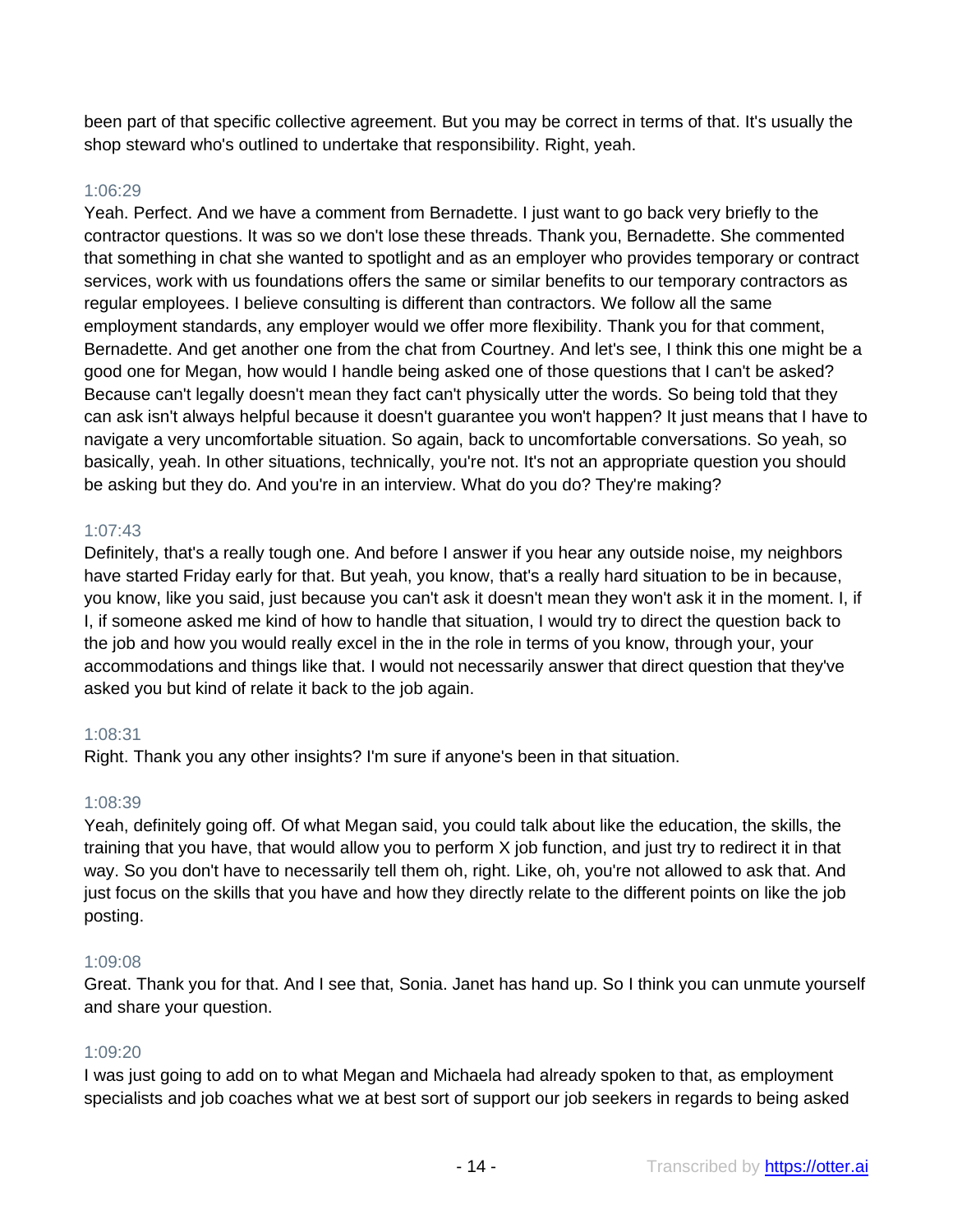been part of that specific collective agreement. But you may be correct in terms of that. It's usually the shop steward who's outlined to undertake that responsibility. Right, yeah.

1:06:29

Yeah. Perfect. And we have a comment from Bernadette. I just want to go back very briefly to the contractor questions. It was so we don't lose these threads. Thank you, Bernadette. She commented that something in chat she wanted to spotlight and as an employer who provides temporary or contract services, work with us foundations offers the same or similar benefits to our temporary contractors as regular employees. I believe consulting is different than contractors. We follow all the same employment standards, any employer would we offer more flexibility. Thank you for that comment, Bernadette. And get another one from the chat from Courtney. And let's see, I think this one might be a good one for Megan, how would I handle being asked one of those questions that I can't be asked? Because can't legally doesn't mean they fact can't physically utter the words. So being told that they can ask isn't always helpful because it doesn't guarantee you won't happen? It just means that I have to navigate a very uncomfortable situation. So again, back to uncomfortable conversations. So yeah, so basically, yeah. In other situations, technically, you're not. It's not an appropriate question you should be asking but they do. And you're in an interview. What do you do? They're making?

1:07:43

Definitely, that's a really tough one. And before I answer if you hear any outside noise, my neighbors have started Friday early for that. But yeah, you know, that's a really hard situation to be in because, you know, like you said, just because you can't ask it doesn't mean they won't ask it in the moment. I, if I, if someone asked me kind of how to handle that situation, I would try to direct the question back to the job and how you would really excel in the in the role in terms of you know, through your, your accommodations and things like that. I would not necessarily answer that direct question that they've asked you but kind of relate it back to the job again.

1:08:31

Right. Thank you any other insights? I'm sure if anyone's been in that situation.

1:08:39

Yeah, definitely going off. Of what Megan said, you could talk about like the education, the skills, the training that you have, that would allow you to perform X job function, and just try to redirect it in that way. So you don't have to necessarily tell them oh, right. Like, oh, you're not allowed to ask that. And just focus on the skills that you have and how they directly relate to the different points on like the job posting.

1:09:08

Great. Thank you for that. And I see that, Sonia. Janet has hand up. So I think you can unmute yourself and share your question.

1:09:20

I was just going to add on to what Megan and Michaela had already spoken to that, as employment specialists and job coaches what we at best sort of support our job seekers in regards to being asked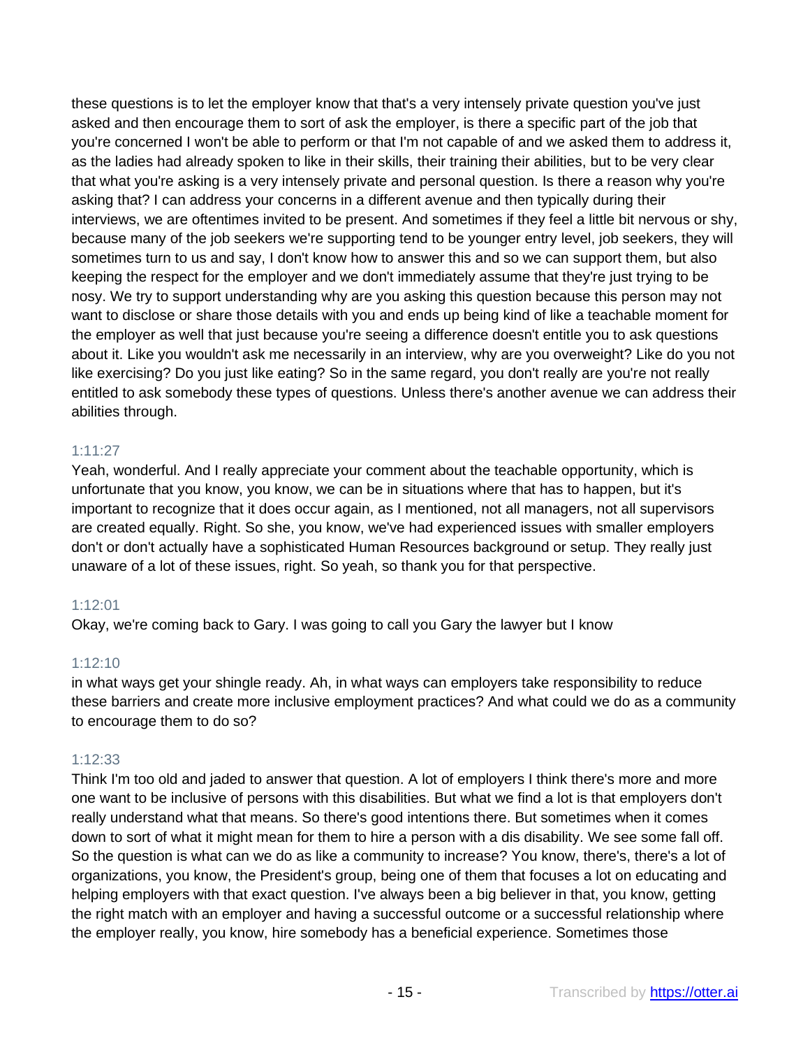these questions is to let the employer know that that's a very intensely private question you've just asked and then encourage them to sort of ask the employer, is there a specific part of the job that you're concerned I won't be able to perform or that I'm not capable of and we asked them to address it, as the ladies had already spoken to like in their skills, their training their abilities, but to be very clear that what you're asking is a very intensely private and personal question. Is there a reason why you're asking that? I can address your concerns in a different avenue and then typically during their interviews, we are oftentimes invited to be present. And sometimes if they feel a little bit nervous or shy, because many of the job seekers we're supporting tend to be younger entry level, job seekers, they will sometimes turn to us and say, I don't know how to answer this and so we can support them, but also keeping the respect for the employer and we don't immediately assume that they're just trying to be nosy. We try to support understanding why are you asking this question because this person may not want to disclose or share those details with you and ends up being kind of like a teachable moment for the employer as well that just because you're seeing a difference doesn't entitle you to ask questions about it. Like you wouldn't ask me necessarily in an interview, why are you overweight? Like do you not like exercising? Do you just like eating? So in the same regard, you don't really are you're not really entitled to ask somebody these types of questions. Unless there's another avenue we can address their abilities through.

1:11:27

Yeah, wonderful. And I really appreciate your comment about the teachable opportunity, which is unfortunate that you know, you know, we can be in situations where that has to happen, but it's important to recognize that it does occur again, as I mentioned, not all managers, not all supervisors are created equally. Right. So she, you know, we've had experienced issues with smaller employers don't or don't actually have a sophisticated Human Resources background or setup. They really just unaware of a lot of these issues, right. So yeah, so thank you for that perspective.

1:12:01

Okay, we're coming back to Gary. I was going to call you Gary the lawyer but I know

1:12:10

in what ways get your shingle ready. Ah, in what ways can employers take responsibility to reduce these barriers and create more inclusive employment practices? And what could we do as a community to encourage them to do so?

1:12:33

Think I'm too old and jaded to answer that question. A lot of employers I think there's more and more one want to be inclusive of persons with this disabilities. But what we find a lot is that employers don't really understand what that means. So there's good intentions there. But sometimes when it comes down to sort of what it might mean for them to hire a person with a dis disability. We see some fall off. So the question is what can we do as like a community to increase? You know, there's, there's a lot of organizations, you know, the President's group, being one of them that focuses a lot on educating and helping employers with that exact question. I've always been a big believer in that, you know, getting the right match with an employer and having a successful outcome or a successful relationship where the employer really, you know, hire somebody has a beneficial experience. Sometimes those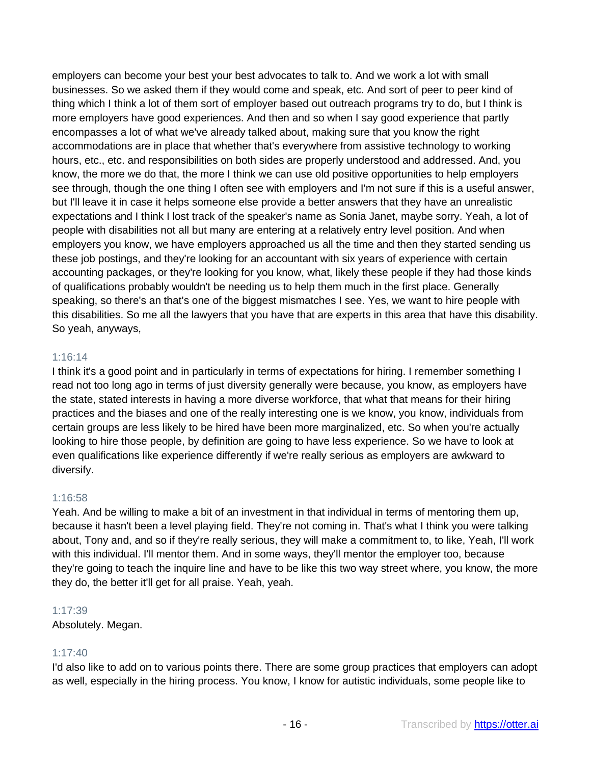employers can become your best your best advocates to talk to. And we work a lot with small businesses. So we asked them if they would come and speak, etc. And sort of peer to peer kind of thing which I think a lot of them sort of employer based out outreach programs try to do, but I think is more employers have good experiences. And then and so when I say good experience that partly encompasses a lot of what we've already talked about, making sure that you know the right accommodations are in place that whether that's everywhere from assistive technology to working hours, etc., etc. and responsibilities on both sides are properly understood and addressed. And, you know, the more we do that, the more I think we can use old positive opportunities to help employers see through, though the one thing I often see with employers and I'm not sure if this is a useful answer, but I'll leave it in case it helps someone else provide a better answers that they have an unrealistic expectations and I think I lost track of the speaker's name as Sonia Janet, maybe sorry. Yeah, a lot of people with disabilities not all but many are entering at a relatively entry level position. And when employers you know, we have employers approached us all the time and then they started sending us these job postings, and they're looking for an accountant with six years of experience with certain accounting packages, or they're looking for you know, what, likely these people if they had those kinds of qualifications probably wouldn't be needing us to help them much in the first place. Generally speaking, so there's an that's one of the biggest mismatches I see. Yes, we want to hire people with this disabilities. So me all the lawyers that you have that are experts in this area that have this disability. So yeah, anyways,

1:16:14

I think it's a good point and in particularly in terms of expectations for hiring. I remember something I read not too long ago in terms of just diversity generally were because, you know, as employers have the state, stated interests in having a more diverse workforce, that what that means for their hiring practices and the biases and one of the really interesting one is we know, you know, individuals from certain groups are less likely to be hired have been more marginalized, etc. So when you're actually looking to hire those people, by definition are going to have less experience. So we have to look at even qualifications like experience differently if we're really serious as employers are awkward to diversify.

1:16:58

Yeah. And be willing to make a bit of an investment in that individual in terms of mentoring them up, because it hasn't been a level playing field. They're not coming in. That's what I think you were talking about, Tony and, and so if they're really serious, they will make a commitment to, to like, Yeah, I'll work with this individual. I'll mentor them. And in some ways, they'll mentor the employer too, because they're going to teach the inquire line and have to be like this two way street where, you know, the more they do, the better it'll get for all praise. Yeah, yeah.

1:17:39

Absolutely. Megan.

1:17:40

I'd also like to add on to various points there. There are some group practices that employers can adopt as well, especially in the hiring process. You know, I know for autistic individuals, some people like to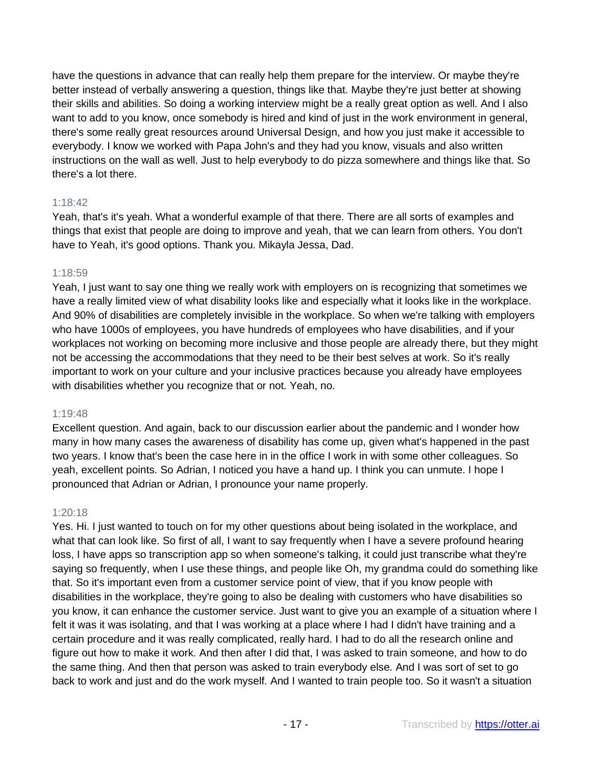have the questions in advance that can really help them prepare for the interview. Or maybe they're better instead of verbally answering a question, things like that. Maybe they're just better at showing their skills and abilities. So doing a working interview might be a really great option as well. And I also want to add to you know, once somebody is hired and kind of just in the work environment in general, there's some really great resources around Universal Design, and how you just make it accessible to everybody. I know we worked with Papa John's and they had you know, visuals and also written instructions on the wall as well. Just to help everybody to do pizza somewhere and things like that. So there's a lot there.

1:18:42
Yeah, that's it's yeah. What a wonderful example of that there. There are all sorts of examples and things that exist that people are doing to improve and yeah, that we can learn from others. You don't have to Yeah, it's good options. Thank you. Mikayla Jessa, Dad.

1:18:59
Yeah, I just want to say one thing we really work with employers on is recognizing that sometimes we have a really limited view of what disability looks like and especially what it looks like in the workplace. And 90% of disabilities are completely invisible in the workplace. So when we're talking with employers who have 1000s of employees, you have hundreds of employees who have disabilities, and if your workplaces not working on becoming more inclusive and those people are already there, but they might not be accessing the accommodations that they need to be their best selves at work. So it's really important to work on your culture and your inclusive practices because you already have employees with disabilities whether you recognize that or not. Yeah, no.

1:19:48
Excellent question. And again, back to our discussion earlier about the pandemic and I wonder how many in how many cases the awareness of disability has come up, given what's happened in the past two years. I know that's been the case here in in the office I work in with some other colleagues. So yeah, excellent points. So Adrian, I noticed you have a hand up. I think you can unmute. I hope I pronounced that Adrian or Adrian, I pronounce your name properly.

1:20:18
Yes. Hi. I just wanted to touch on for my other questions about being isolated in the workplace, and what that can look like. So first of all, I want to say frequently when I have a severe profound hearing loss, I have apps so transcription app so when someone's talking, it could just transcribe what they're saying so frequently, when I use these things, and people like Oh, my grandma could do something like that. So it's important even from a customer service point of view, that if you know people with disabilities in the workplace, they're going to also be dealing with customers who have disabilities so you know, it can enhance the customer service. Just want to give you an example of a situation where I felt it was it was isolating, and that I was working at a place where I had I didn't have training and a certain procedure and it was really complicated, really hard. I had to do all the research online and figure out how to make it work. And then after I did that, I was asked to train someone, and how to do the same thing. And then that person was asked to train everybody else. And I was sort of set to go back to work and just and do the work myself. And I wanted to train people too. So it wasn't a situation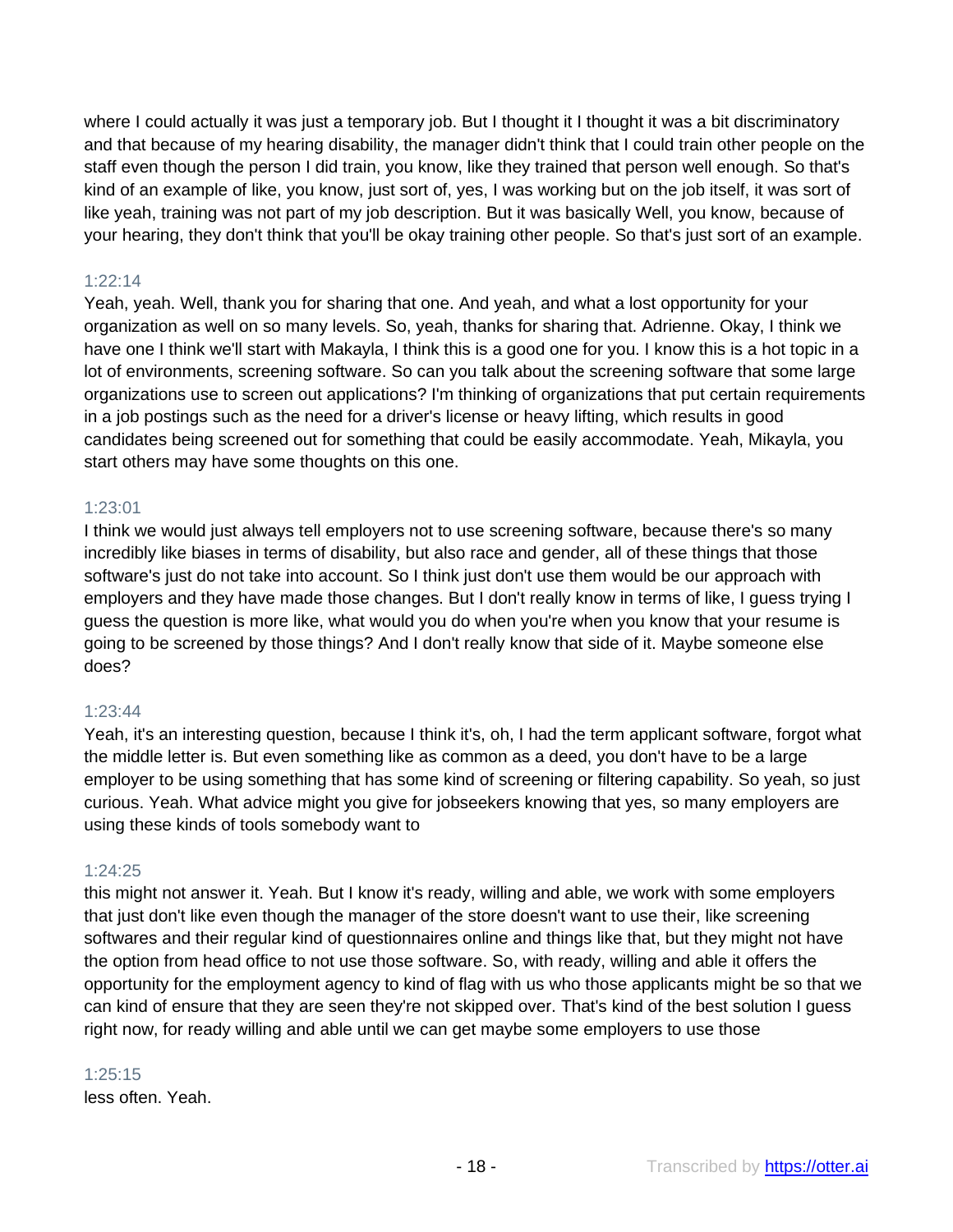where I could actually it was just a temporary job. But I thought it I thought it was a bit discriminatory and that because of my hearing disability, the manager didn't think that I could train other people on the staff even though the person I did train, you know, like they trained that person well enough. So that's kind of an example of like, you know, just sort of, yes, I was working but on the job itself, it was sort of like yeah, training was not part of my job description. But it was basically Well, you know, because of your hearing, they don't think that you'll be okay training other people. So that's just sort of an example.

1:22:14

Yeah, yeah. Well, thank you for sharing that one. And yeah, and what a lost opportunity for your organization as well on so many levels. So, yeah, thanks for sharing that. Adrienne. Okay, I think we have one I think we'll start with Makayla, I think this is a good one for you. I know this is a hot topic in a lot of environments, screening software. So can you talk about the screening software that some large organizations use to screen out applications? I'm thinking of organizations that put certain requirements in a job postings such as the need for a driver's license or heavy lifting, which results in good candidates being screened out for something that could be easily accommodate. Yeah, Mikayla, you start others may have some thoughts on this one.

1:23:01

I think we would just always tell employers not to use screening software, because there's so many incredibly like biases in terms of disability, but also race and gender, all of these things that those software's just do not take into account. So I think just don't use them would be our approach with employers and they have made those changes. But I don't really know in terms of like, I guess trying I guess the question is more like, what would you do when you're when you know that your resume is going to be screened by those things? And I don't really know that side of it. Maybe someone else does?

1:23:44

Yeah, it's an interesting question, because I think it's, oh, I had the term applicant software, forgot what the middle letter is. But even something like as common as a deed, you don't have to be a large employer to be using something that has some kind of screening or filtering capability. So yeah, so just curious. Yeah. What advice might you give for jobseekers knowing that yes, so many employers are using these kinds of tools somebody want to

1:24:25

this might not answer it. Yeah. But I know it's ready, willing and able, we work with some employers that just don't like even though the manager of the store doesn't want to use their, like screening softwares and their regular kind of questionnaires online and things like that, but they might not have the option from head office to not use those software. So, with ready, willing and able it offers the opportunity for the employment agency to kind of flag with us who those applicants might be so that we can kind of ensure that they are seen they're not skipped over. That's kind of the best solution I guess right now, for ready willing and able until we can get maybe some employers to use those

1:25:15

less often. Yeah.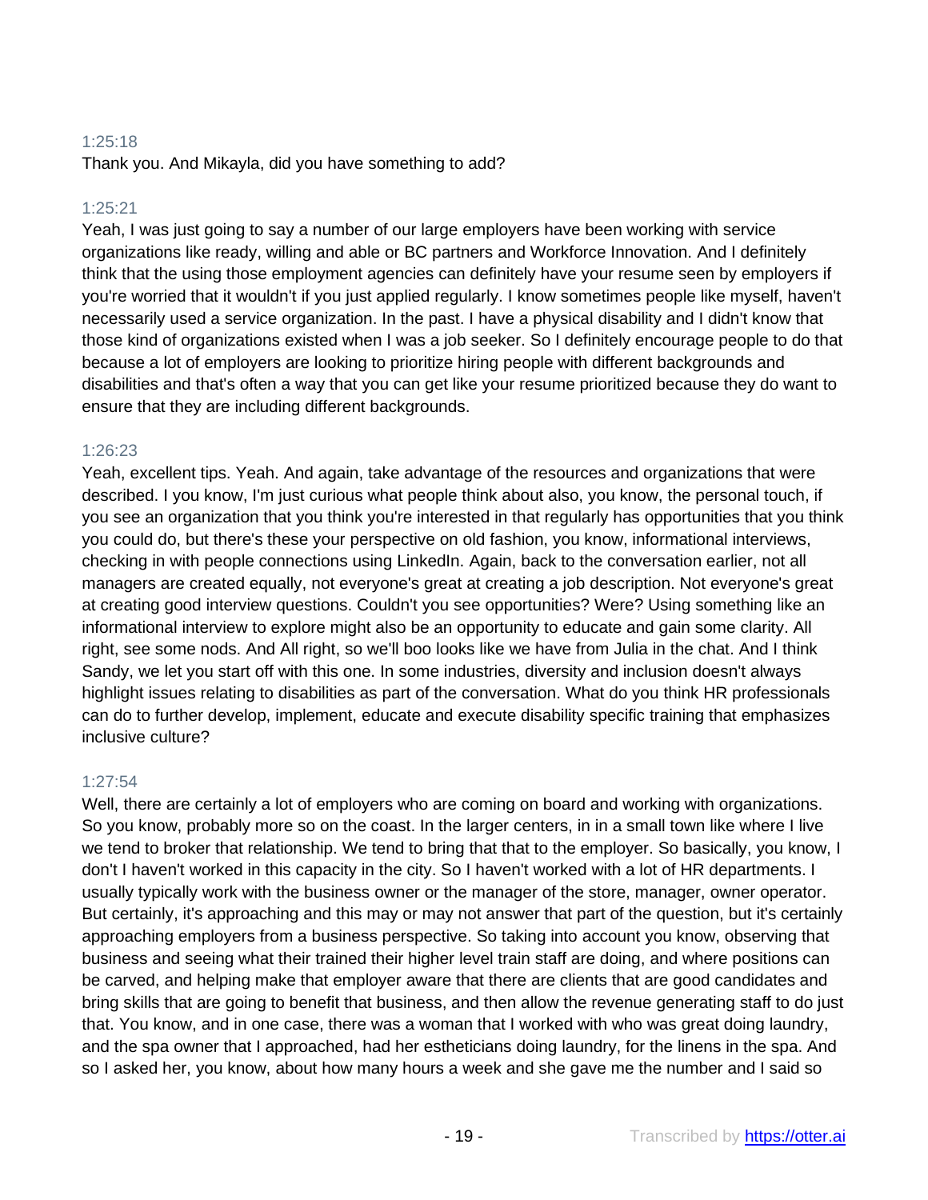1:25:18
Thank you. And Mikayla, did you have something to add?

1:25:21
Yeah, I was just going to say a number of our large employers have been working with service organizations like ready, willing and able or BC partners and Workforce Innovation. And I definitely think that the using those employment agencies can definitely have your resume seen by employers if you're worried that it wouldn't if you just applied regularly. I know sometimes people like myself, haven't necessarily used a service organization. In the past. I have a physical disability and I didn't know that those kind of organizations existed when I was a job seeker. So I definitely encourage people to do that because a lot of employers are looking to prioritize hiring people with different backgrounds and disabilities and that's often a way that you can get like your resume prioritized because they do want to ensure that they are including different backgrounds.

1:26:23
Yeah, excellent tips. Yeah. And again, take advantage of the resources and organizations that were described. I you know, I'm just curious what people think about also, you know, the personal touch, if you see an organization that you think you're interested in that regularly has opportunities that you think you could do, but there's these your perspective on old fashion, you know, informational interviews, checking in with people connections using LinkedIn. Again, back to the conversation earlier, not all managers are created equally, not everyone's great at creating a job description. Not everyone's great at creating good interview questions. Couldn't you see opportunities? Were? Using something like an informational interview to explore might also be an opportunity to educate and gain some clarity. All right, see some nods. And All right, so we'll boo looks like we have from Julia in the chat. And I think Sandy, we let you start off with this one. In some industries, diversity and inclusion doesn't always highlight issues relating to disabilities as part of the conversation. What do you think HR professionals can do to further develop, implement, educate and execute disability specific training that emphasizes inclusive culture?

1:27:54
Well, there are certainly a lot of employers who are coming on board and working with organizations. So you know, probably more so on the coast. In the larger centers, in in a small town like where I live we tend to broker that relationship. We tend to bring that that to the employer. So basically, you know, I don't I haven't worked in this capacity in the city. So I haven't worked with a lot of HR departments. I usually typically work with the business owner or the manager of the store, manager, owner operator. But certainly, it's approaching and this may or may not answer that part of the question, but it's certainly approaching employers from a business perspective. So taking into account you know, observing that business and seeing what their trained their higher level train staff are doing, and where positions can be carved, and helping make that employer aware that there are clients that are good candidates and bring skills that are going to benefit that business, and then allow the revenue generating staff to do just that. You know, and in one case, there was a woman that I worked with who was great doing laundry, and the spa owner that I approached, had her estheticians doing laundry, for the linens in the spa. And so I asked her, you know, about how many hours a week and she gave me the number and I said so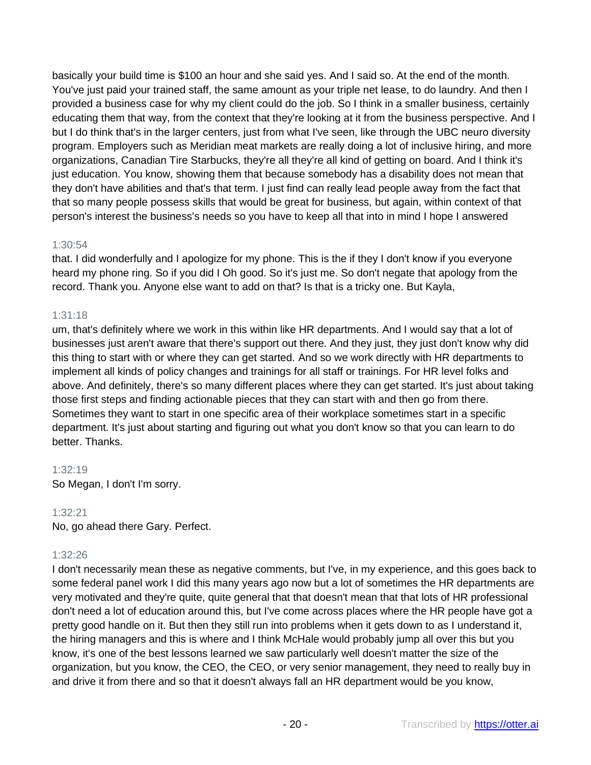basically your build time is $100 an hour and she said yes. And I said so. At the end of the month. You've just paid your trained staff, the same amount as your triple net lease, to do laundry. And then I provided a business case for why my client could do the job. So I think in a smaller business, certainly educating them that way, from the context that they're looking at it from the business perspective. And I but I do think that's in the larger centers, just from what I've seen, like through the UBC neuro diversity program. Employers such as Meridian meat markets are really doing a lot of inclusive hiring, and more organizations, Canadian Tire Starbucks, they're all they're all kind of getting on board. And I think it's just education. You know, showing them that because somebody has a disability does not mean that they don't have abilities and that's that term. I just find can really lead people away from the fact that that so many people possess skills that would be great for business, but again, within context of that person's interest the business's needs so you have to keep all that into in mind I hope I answered

1:30:54

that. I did wonderfully and I apologize for my phone. This is the if they I don't know if you everyone heard my phone ring. So if you did I Oh good. So it's just me. So don't negate that apology from the record. Thank you. Anyone else want to add on that? Is that is a tricky one. But Kayla,

1:31:18

um, that's definitely where we work in this within like HR departments. And I would say that a lot of businesses just aren't aware that there's support out there. And they just, they just don't know why did this thing to start with or where they can get started. And so we work directly with HR departments to implement all kinds of policy changes and trainings for all staff or trainings. For HR level folks and above. And definitely, there's so many different places where they can get started. It's just about taking those first steps and finding actionable pieces that they can start with and then go from there. Sometimes they want to start in one specific area of their workplace sometimes start in a specific department. It's just about starting and figuring out what you don't know so that you can learn to do better. Thanks.

1:32:19

So Megan, I don't I'm sorry.

1:32:21

No, go ahead there Gary. Perfect.

1:32:26

I don't necessarily mean these as negative comments, but I've, in my experience, and this goes back to some federal panel work I did this many years ago now but a lot of sometimes the HR departments are very motivated and they're quite, quite general that that doesn't mean that that lots of HR professional don't need a lot of education around this, but I've come across places where the HR people have got a pretty good handle on it. But then they still run into problems when it gets down to as I understand it, the hiring managers and this is where and I think McHale would probably jump all over this but you know, it's one of the best lessons learned we saw particularly well doesn't matter the size of the organization, but you know, the CEO, the CEO, or very senior management, they need to really buy in and drive it from there and so that it doesn't always fall an HR department would be you know,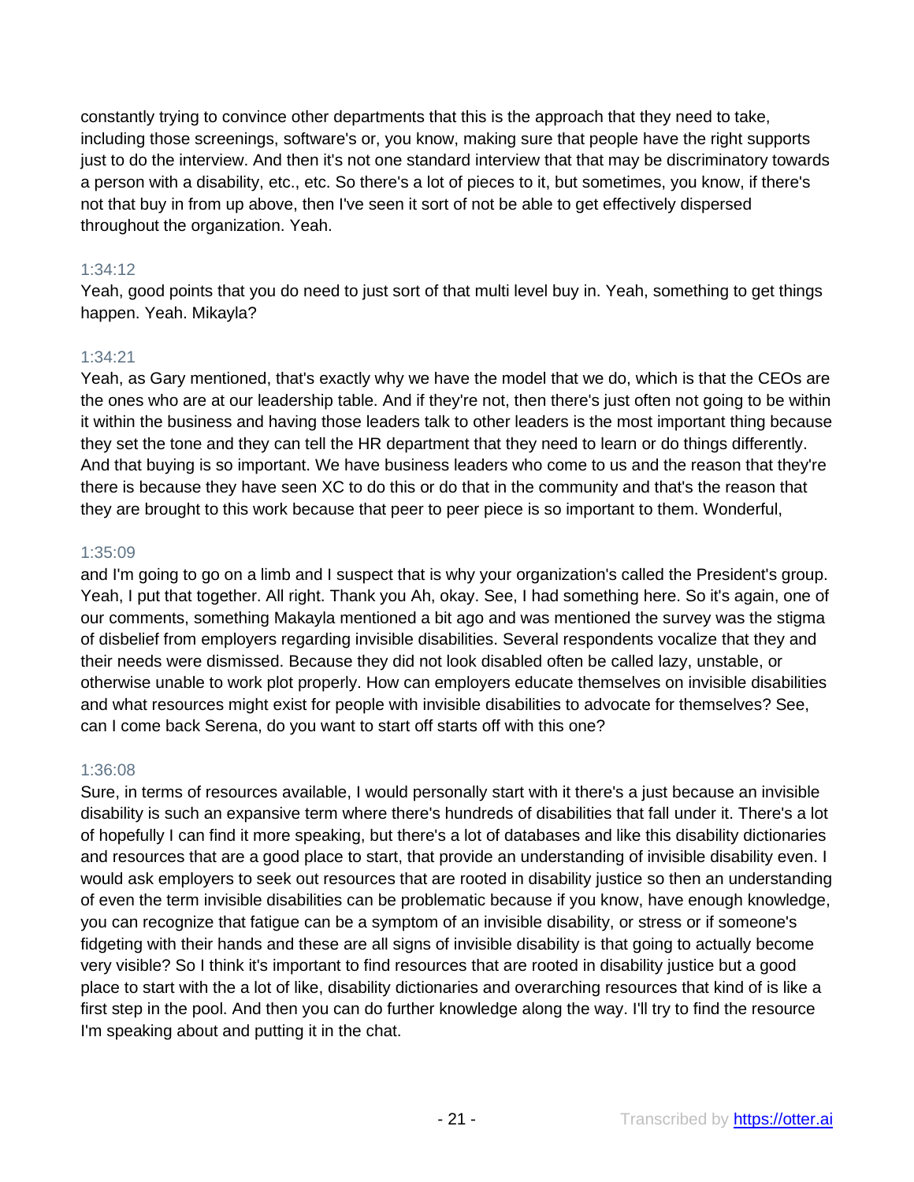constantly trying to convince other departments that this is the approach that they need to take, including those screenings, software's or, you know, making sure that people have the right supports just to do the interview. And then it's not one standard interview that that may be discriminatory towards a person with a disability, etc., etc. So there's a lot of pieces to it, but sometimes, you know, if there's not that buy in from up above, then I've seen it sort of not be able to get effectively dispersed throughout the organization. Yeah.

1:34:12

Yeah, good points that you do need to just sort of that multi level buy in. Yeah, something to get things happen. Yeah. Mikayla?

1:34:21

Yeah, as Gary mentioned, that's exactly why we have the model that we do, which is that the CEOs are the ones who are at our leadership table. And if they're not, then there's just often not going to be within it within the business and having those leaders talk to other leaders is the most important thing because they set the tone and they can tell the HR department that they need to learn or do things differently. And that buying is so important. We have business leaders who come to us and the reason that they're there is because they have seen XC to do this or do that in the community and that's the reason that they are brought to this work because that peer to peer piece is so important to them. Wonderful,

1:35:09

and I'm going to go on a limb and I suspect that is why your organization's called the President's group. Yeah, I put that together. All right. Thank you Ah, okay. See, I had something here. So it's again, one of our comments, something Makayla mentioned a bit ago and was mentioned the survey was the stigma of disbelief from employers regarding invisible disabilities. Several respondents vocalize that they and their needs were dismissed. Because they did not look disabled often be called lazy, unstable, or otherwise unable to work plot properly. How can employers educate themselves on invisible disabilities and what resources might exist for people with invisible disabilities to advocate for themselves? See, can I come back Serena, do you want to start off starts off with this one?

1:36:08

Sure, in terms of resources available, I would personally start with it there's a just because an invisible disability is such an expansive term where there's hundreds of disabilities that fall under it. There's a lot of hopefully I can find it more speaking, but there's a lot of databases and like this disability dictionaries and resources that are a good place to start, that provide an understanding of invisible disability even. I would ask employers to seek out resources that are rooted in disability justice so then an understanding of even the term invisible disabilities can be problematic because if you know, have enough knowledge, you can recognize that fatigue can be a symptom of an invisible disability, or stress or if someone's fidgeting with their hands and these are all signs of invisible disability is that going to actually become very visible? So I think it's important to find resources that are rooted in disability justice but a good place to start with the a lot of like, disability dictionaries and overarching resources that kind of is like a first step in the pool. And then you can do further knowledge along the way. I'll try to find the resource I'm speaking about and putting it in the chat.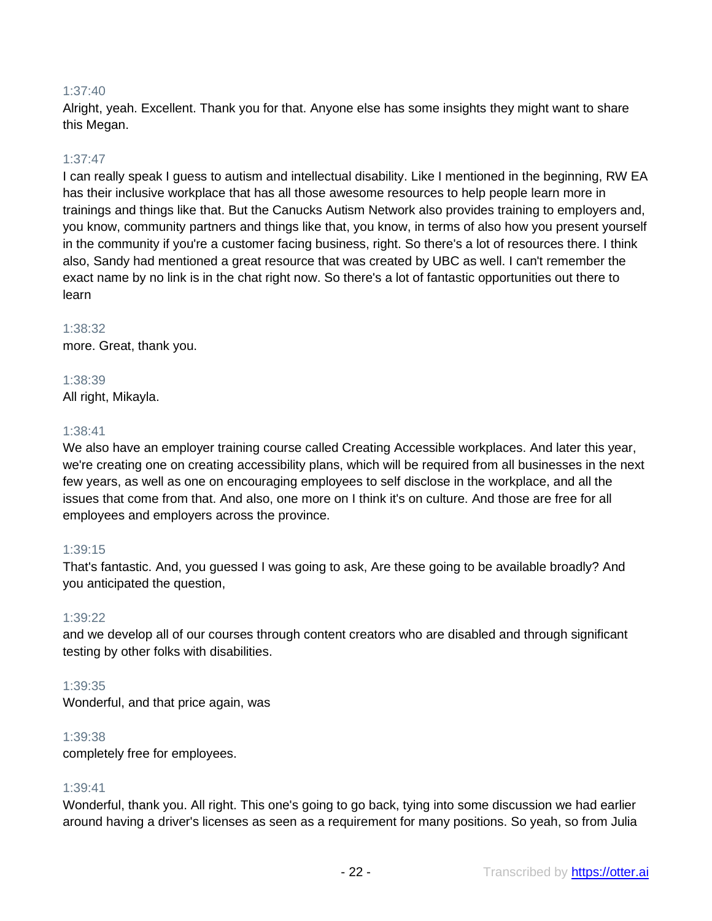1:37:40

Alright, yeah. Excellent. Thank you for that. Anyone else has some insights they might want to share this Megan.

1:37:47

I can really speak I guess to autism and intellectual disability. Like I mentioned in the beginning, RW EA has their inclusive workplace that has all those awesome resources to help people learn more in trainings and things like that. But the Canucks Autism Network also provides training to employers and, you know, community partners and things like that, you know, in terms of also how you present yourself in the community if you're a customer facing business, right. So there's a lot of resources there. I think also, Sandy had mentioned a great resource that was created by UBC as well. I can't remember the exact name by no link is in the chat right now. So there's a lot of fantastic opportunities out there to learn

1:38:32

more. Great, thank you.

1:38:39

All right, Mikayla.

1:38:41

We also have an employer training course called Creating Accessible workplaces. And later this year, we're creating one on creating accessibility plans, which will be required from all businesses in the next few years, as well as one on encouraging employees to self disclose in the workplace, and all the issues that come from that. And also, one more on I think it's on culture. And those are free for all employees and employers across the province.

1:39:15

That's fantastic. And, you guessed I was going to ask, Are these going to be available broadly? And you anticipated the question,

1:39:22

and we develop all of our courses through content creators who are disabled and through significant testing by other folks with disabilities.

1:39:35

Wonderful, and that price again, was

1:39:38

completely free for employees.

1:39:41

Wonderful, thank you. All right. This one's going to go back, tying into some discussion we had earlier around having a driver's licenses as seen as a requirement for many positions. So yeah, so from Julia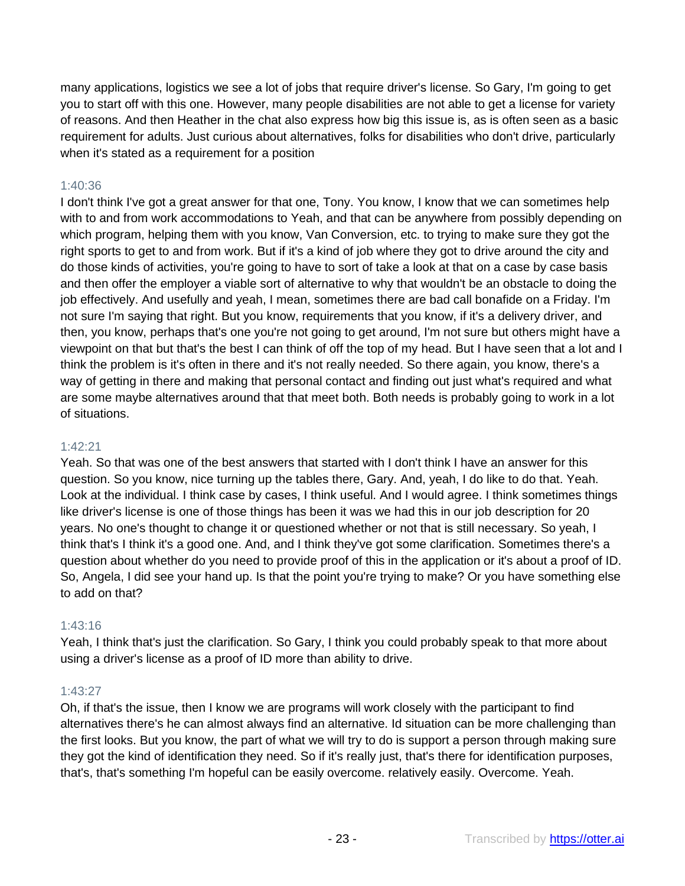many applications, logistics we see a lot of jobs that require driver's license. So Gary, I'm going to get you to start off with this one. However, many people disabilities are not able to get a license for variety of reasons. And then Heather in the chat also express how big this issue is, as is often seen as a basic requirement for adults. Just curious about alternatives, folks for disabilities who don't drive, particularly when it's stated as a requirement for a position

1:40:36

I don't think I've got a great answer for that one, Tony. You know, I know that we can sometimes help with to and from work accommodations to Yeah, and that can be anywhere from possibly depending on which program, helping them with you know, Van Conversion, etc. to trying to make sure they got the right sports to get to and from work. But if it's a kind of job where they got to drive around the city and do those kinds of activities, you're going to have to sort of take a look at that on a case by case basis and then offer the employer a viable sort of alternative to why that wouldn't be an obstacle to doing the job effectively. And usefully and yeah, I mean, sometimes there are bad call bonafide on a Friday. I'm not sure I'm saying that right. But you know, requirements that you know, if it's a delivery driver, and then, you know, perhaps that's one you're not going to get around, I'm not sure but others might have a viewpoint on that but that's the best I can think of off the top of my head. But I have seen that a lot and I think the problem is it's often in there and it's not really needed. So there again, you know, there's a way of getting in there and making that personal contact and finding out just what's required and what are some maybe alternatives around that that meet both. Both needs is probably going to work in a lot of situations.

1:42:21

Yeah. So that was one of the best answers that started with I don't think I have an answer for this question. So you know, nice turning up the tables there, Gary. And, yeah, I do like to do that. Yeah. Look at the individual. I think case by cases, I think useful. And I would agree. I think sometimes things like driver's license is one of those things has been it was we had this in our job description for 20 years. No one's thought to change it or questioned whether or not that is still necessary. So yeah, I think that's I think it's a good one. And, and I think they've got some clarification. Sometimes there's a question about whether do you need to provide proof of this in the application or it's about a proof of ID. So, Angela, I did see your hand up. Is that the point you're trying to make? Or you have something else to add on that?

1:43:16

Yeah, I think that's just the clarification. So Gary, I think you could probably speak to that more about using a driver's license as a proof of ID more than ability to drive.

1:43:27

Oh, if that's the issue, then I know we are programs will work closely with the participant to find alternatives there's he can almost always find an alternative. Id situation can be more challenging than the first looks. But you know, the part of what we will try to do is support a person through making sure they got the kind of identification they need. So if it's really just, that's there for identification purposes, that's, that's something I'm hopeful can be easily overcome. relatively easily. Overcome. Yeah.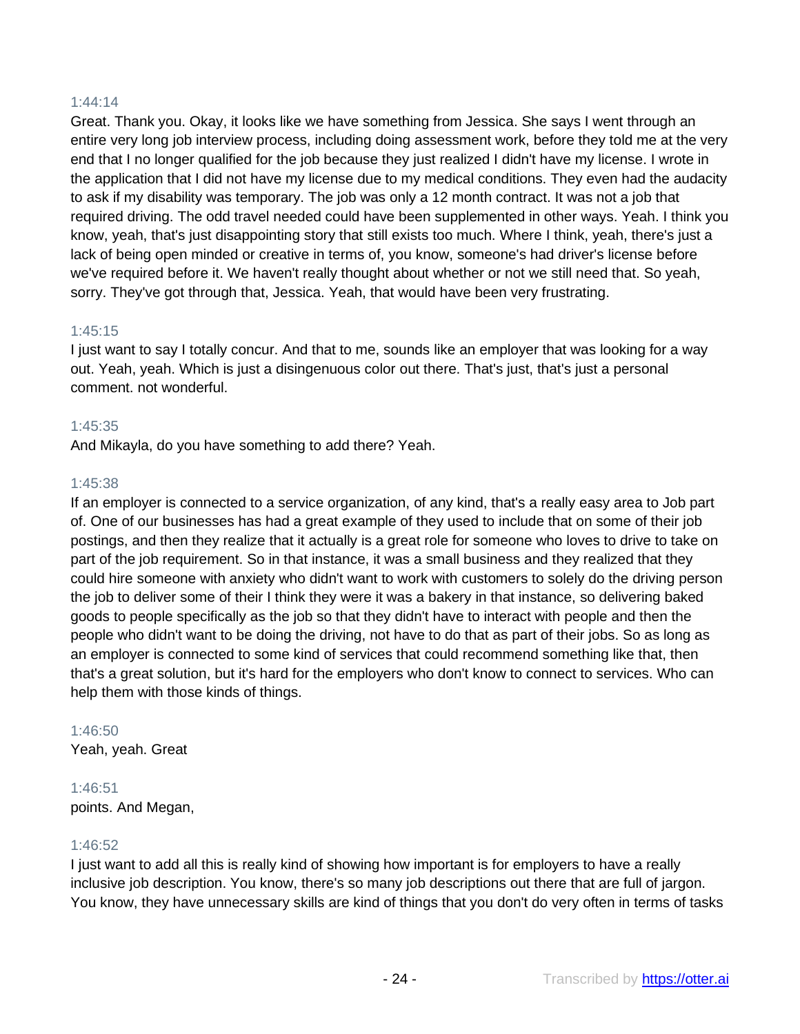1:44:14

Great. Thank you. Okay, it looks like we have something from Jessica. She says I went through an entire very long job interview process, including doing assessment work, before they told me at the very end that I no longer qualified for the job because they just realized I didn't have my license. I wrote in the application that I did not have my license due to my medical conditions. They even had the audacity to ask if my disability was temporary. The job was only a 12 month contract. It was not a job that required driving. The odd travel needed could have been supplemented in other ways. Yeah. I think you know, yeah, that's just disappointing story that still exists too much. Where I think, yeah, there's just a lack of being open minded or creative in terms of, you know, someone's had driver's license before we've required before it. We haven't really thought about whether or not we still need that. So yeah, sorry. They've got through that, Jessica. Yeah, that would have been very frustrating.

1:45:15

I just want to say I totally concur. And that to me, sounds like an employer that was looking for a way out. Yeah, yeah. Which is just a disingenuous color out there. That's just, that's just a personal comment. not wonderful.

1:45:35

And Mikayla, do you have something to add there? Yeah.

1:45:38

If an employer is connected to a service organization, of any kind, that's a really easy area to Job part of. One of our businesses has had a great example of they used to include that on some of their job postings, and then they realize that it actually is a great role for someone who loves to drive to take on part of the job requirement. So in that instance, it was a small business and they realized that they could hire someone with anxiety who didn't want to work with customers to solely do the driving person the job to deliver some of their I think they were it was a bakery in that instance, so delivering baked goods to people specifically as the job so that they didn't have to interact with people and then the people who didn't want to be doing the driving, not have to do that as part of their jobs. So as long as an employer is connected to some kind of services that could recommend something like that, then that's a great solution, but it's hard for the employers who don't know to connect to services. Who can help them with those kinds of things.

1:46:50

Yeah, yeah. Great

1:46:51

points. And Megan,

1:46:52

I just want to add all this is really kind of showing how important is for employers to have a really inclusive job description. You know, there's so many job descriptions out there that are full of jargon. You know, they have unnecessary skills are kind of things that you don't do very often in terms of tasks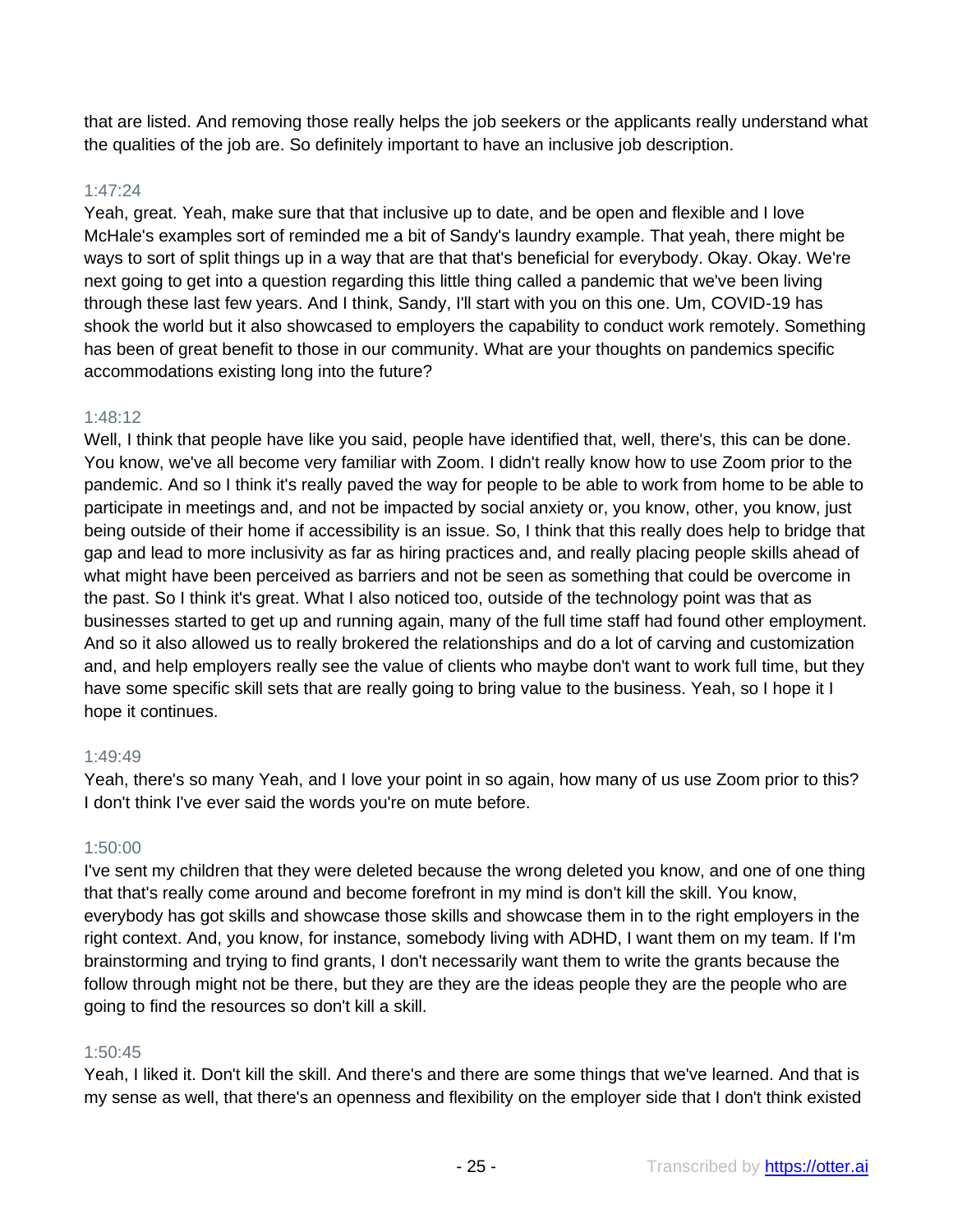that are listed. And removing those really helps the job seekers or the applicants really understand what the qualities of the job are. So definitely important to have an inclusive job description.

1:47:24

Yeah, great. Yeah, make sure that that inclusive up to date, and be open and flexible and I love McHale's examples sort of reminded me a bit of Sandy's laundry example. That yeah, there might be ways to sort of split things up in a way that are that that's beneficial for everybody. Okay. Okay. We're next going to get into a question regarding this little thing called a pandemic that we've been living through these last few years. And I think, Sandy, I'll start with you on this one. Um, COVID-19 has shook the world but it also showcased to employers the capability to conduct work remotely. Something has been of great benefit to those in our community. What are your thoughts on pandemics specific accommodations existing long into the future?

1:48:12

Well, I think that people have like you said, people have identified that, well, there's, this can be done. You know, we've all become very familiar with Zoom. I didn't really know how to use Zoom prior to the pandemic. And so I think it's really paved the way for people to be able to work from home to be able to participate in meetings and, and not be impacted by social anxiety or, you know, other, you know, just being outside of their home if accessibility is an issue. So, I think that this really does help to bridge that gap and lead to more inclusivity as far as hiring practices and, and really placing people skills ahead of what might have been perceived as barriers and not be seen as something that could be overcome in the past. So I think it's great. What I also noticed too, outside of the technology point was that as businesses started to get up and running again, many of the full time staff had found other employment. And so it also allowed us to really brokered the relationships and do a lot of carving and customization and, and help employers really see the value of clients who maybe don't want to work full time, but they have some specific skill sets that are really going to bring value to the business. Yeah, so I hope it I hope it continues.

1:49:49

Yeah, there's so many Yeah, and I love your point in so again, how many of us use Zoom prior to this? I don't think I've ever said the words you're on mute before.

1:50:00

I've sent my children that they were deleted because the wrong deleted you know, and one of one thing that that's really come around and become forefront in my mind is don't kill the skill. You know, everybody has got skills and showcase those skills and showcase them in to the right employers in the right context. And, you know, for instance, somebody living with ADHD, I want them on my team. If I'm brainstorming and trying to find grants, I don't necessarily want them to write the grants because the follow through might not be there, but they are they are the ideas people they are the people who are going to find the resources so don't kill a skill.

1:50:45

Yeah, I liked it. Don't kill the skill. And there's and there are some things that we've learned. And that is my sense as well, that there's an openness and flexibility on the employer side that I don't think existed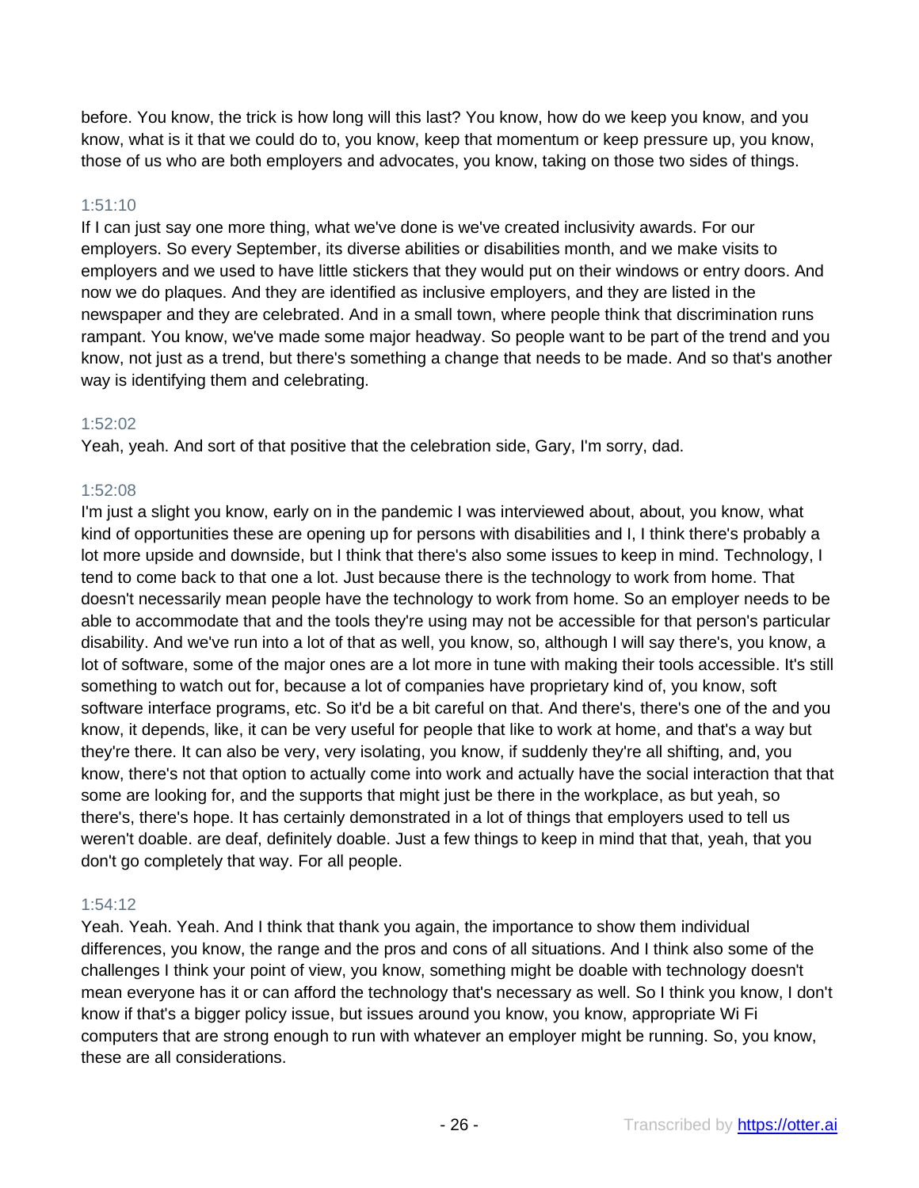before. You know, the trick is how long will this last? You know, how do we keep you know, and you know, what is it that we could do to, you know, keep that momentum or keep pressure up, you know, those of us who are both employers and advocates, you know, taking on those two sides of things.

1:51:10

If I can just say one more thing, what we've done is we've created inclusivity awards. For our employers. So every September, its diverse abilities or disabilities month, and we make visits to employers and we used to have little stickers that they would put on their windows or entry doors. And now we do plaques. And they are identified as inclusive employers, and they are listed in the newspaper and they are celebrated. And in a small town, where people think that discrimination runs rampant. You know, we've made some major headway. So people want to be part of the trend and you know, not just as a trend, but there's something a change that needs to be made. And so that's another way is identifying them and celebrating.

1:52:02

Yeah, yeah. And sort of that positive that the celebration side, Gary, I'm sorry, dad.

1:52:08

I'm just a slight you know, early on in the pandemic I was interviewed about, about, you know, what kind of opportunities these are opening up for persons with disabilities and I, I think there's probably a lot more upside and downside, but I think that there's also some issues to keep in mind. Technology, I tend to come back to that one a lot. Just because there is the technology to work from home. That doesn't necessarily mean people have the technology to work from home. So an employer needs to be able to accommodate that and the tools they're using may not be accessible for that person's particular disability. And we've run into a lot of that as well, you know, so, although I will say there's, you know, a lot of software, some of the major ones are a lot more in tune with making their tools accessible. It's still something to watch out for, because a lot of companies have proprietary kind of, you know, soft software interface programs, etc. So it'd be a bit careful on that. And there's, there's one of the and you know, it depends, like, it can be very useful for people that like to work at home, and that's a way but they're there. It can also be very, very isolating, you know, if suddenly they're all shifting, and, you know, there's not that option to actually come into work and actually have the social interaction that that some are looking for, and the supports that might just be there in the workplace, as but yeah, so there's, there's hope. It has certainly demonstrated in a lot of things that employers used to tell us weren't doable. are deaf, definitely doable. Just a few things to keep in mind that that, yeah, that you don't go completely that way. For all people.

1:54:12

Yeah. Yeah. Yeah. And I think that thank you again, the importance to show them individual differences, you know, the range and the pros and cons of all situations. And I think also some of the challenges I think your point of view, you know, something might be doable with technology doesn't mean everyone has it or can afford the technology that's necessary as well. So I think you know, I don't know if that's a bigger policy issue, but issues around you know, you know, appropriate Wi Fi computers that are strong enough to run with whatever an employer might be running. So, you know, these are all considerations.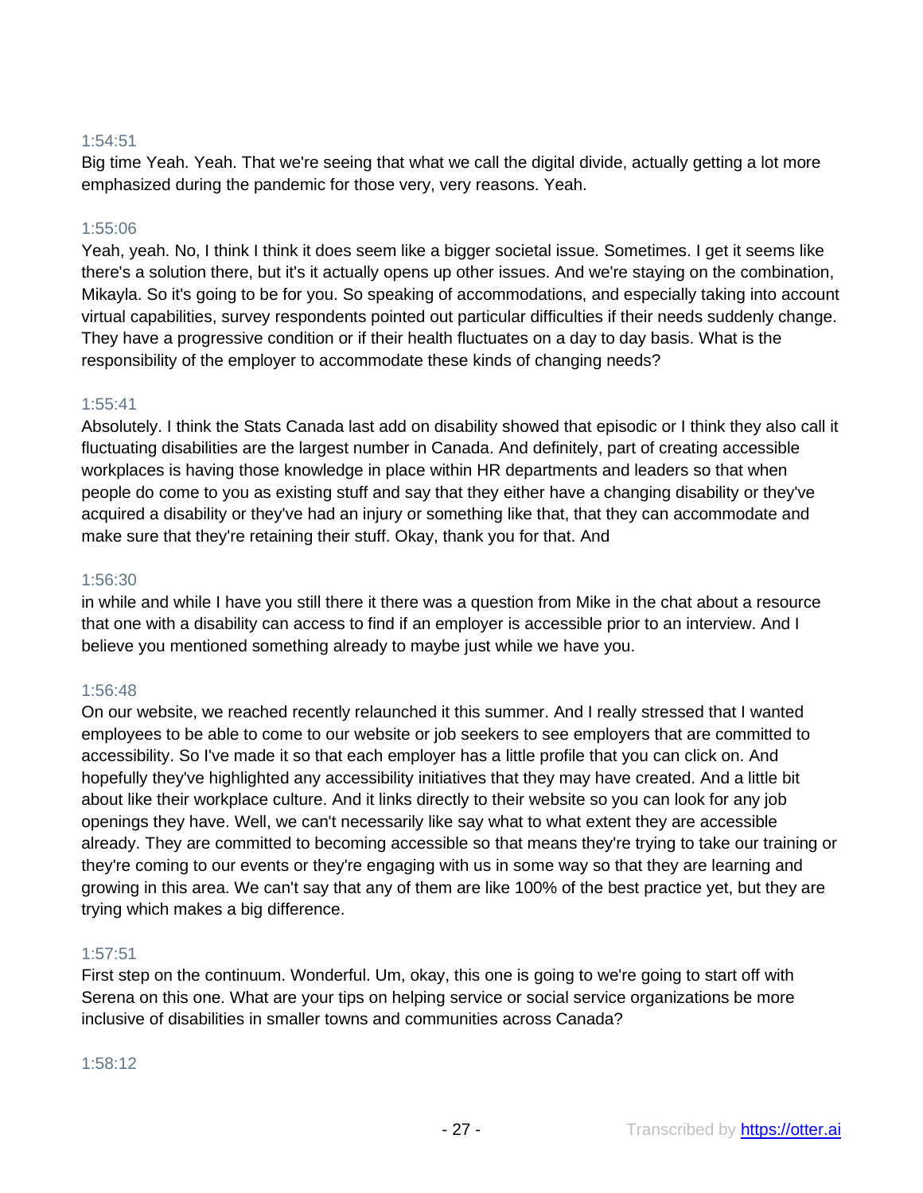1:54:51

Big time Yeah. Yeah. That we're seeing that what we call the digital divide, actually getting a lot more emphasized during the pandemic for those very, very reasons. Yeah.

1:55:06

Yeah, yeah. No, I think I think it does seem like a bigger societal issue. Sometimes. I get it seems like there's a solution there, but it's it actually opens up other issues. And we're staying on the combination, Mikayla. So it's going to be for you. So speaking of accommodations, and especially taking into account virtual capabilities, survey respondents pointed out particular difficulties if their needs suddenly change. They have a progressive condition or if their health fluctuates on a day to day basis. What is the responsibility of the employer to accommodate these kinds of changing needs?

1:55:41

Absolutely. I think the Stats Canada last add on disability showed that episodic or I think they also call it fluctuating disabilities are the largest number in Canada. And definitely, part of creating accessible workplaces is having those knowledge in place within HR departments and leaders so that when people do come to you as existing stuff and say that they either have a changing disability or they've acquired a disability or they've had an injury or something like that, that they can accommodate and make sure that they're retaining their stuff. Okay, thank you for that. And

1:56:30

in while and while I have you still there it there was a question from Mike in the chat about a resource that one with a disability can access to find if an employer is accessible prior to an interview. And I believe you mentioned something already to maybe just while we have you.

1:56:48

On our website, we reached recently relaunched it this summer. And I really stressed that I wanted employees to be able to come to our website or job seekers to see employers that are committed to accessibility. So I've made it so that each employer has a little profile that you can click on. And hopefully they've highlighted any accessibility initiatives that they may have created. And a little bit about like their workplace culture. And it links directly to their website so you can look for any job openings they have. Well, we can't necessarily like say what to what extent they are accessible already. They are committed to becoming accessible so that means they're trying to take our training or they're coming to our events or they're engaging with us in some way so that they are learning and growing in this area. We can't say that any of them are like 100% of the best practice yet, but they are trying which makes a big difference.

1:57:51

First step on the continuum. Wonderful. Um, okay, this one is going to we're going to start off with Serena on this one. What are your tips on helping service or social service organizations be more inclusive of disabilities in smaller towns and communities across Canada?

1:58:12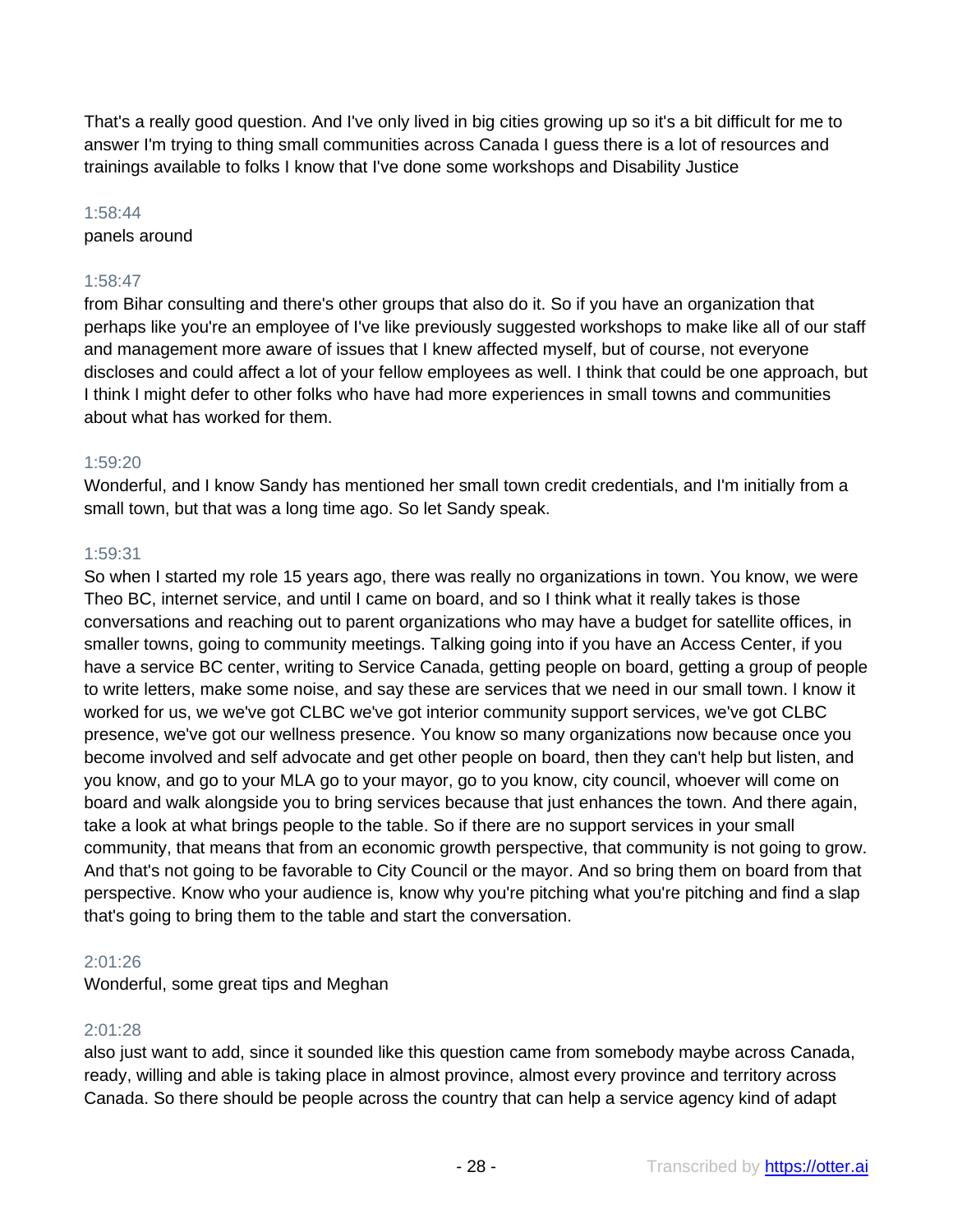That's a really good question. And I've only lived in big cities growing up so it's a bit difficult for me to answer I'm trying to thing small communities across Canada I guess there is a lot of resources and trainings available to folks I know that I've done some workshops and Disability Justice

1:58:44

panels around

1:58:47

from Bihar consulting and there's other groups that also do it. So if you have an organization that perhaps like you're an employee of I've like previously suggested workshops to make like all of our staff and management more aware of issues that I knew affected myself, but of course, not everyone discloses and could affect a lot of your fellow employees as well. I think that could be one approach, but I think I might defer to other folks who have had more experiences in small towns and communities about what has worked for them.

1:59:20

Wonderful, and I know Sandy has mentioned her small town credit credentials, and I'm initially from a small town, but that was a long time ago. So let Sandy speak.

1:59:31

So when I started my role 15 years ago, there was really no organizations in town. You know, we were Theo BC, internet service, and until I came on board, and so I think what it really takes is those conversations and reaching out to parent organizations who may have a budget for satellite offices, in smaller towns, going to community meetings. Talking going into if you have an Access Center, if you have a service BC center, writing to Service Canada, getting people on board, getting a group of people to write letters, make some noise, and say these are services that we need in our small town. I know it worked for us, we we've got CLBC we've got interior community support services, we've got CLBC presence, we've got our wellness presence. You know so many organizations now because once you become involved and self advocate and get other people on board, then they can't help but listen, and you know, and go to your MLA go to your mayor, go to you know, city council, whoever will come on board and walk alongside you to bring services because that just enhances the town. And there again, take a look at what brings people to the table. So if there are no support services in your small community, that means that from an economic growth perspective, that community is not going to grow. And that's not going to be favorable to City Council or the mayor. And so bring them on board from that perspective. Know who your audience is, know why you're pitching what you're pitching and find a slap that's going to bring them to the table and start the conversation.

2:01:26

Wonderful, some great tips and Meghan

2:01:28

also just want to add, since it sounded like this question came from somebody maybe across Canada, ready, willing and able is taking place in almost province, almost every province and territory across Canada. So there should be people across the country that can help a service agency kind of adapt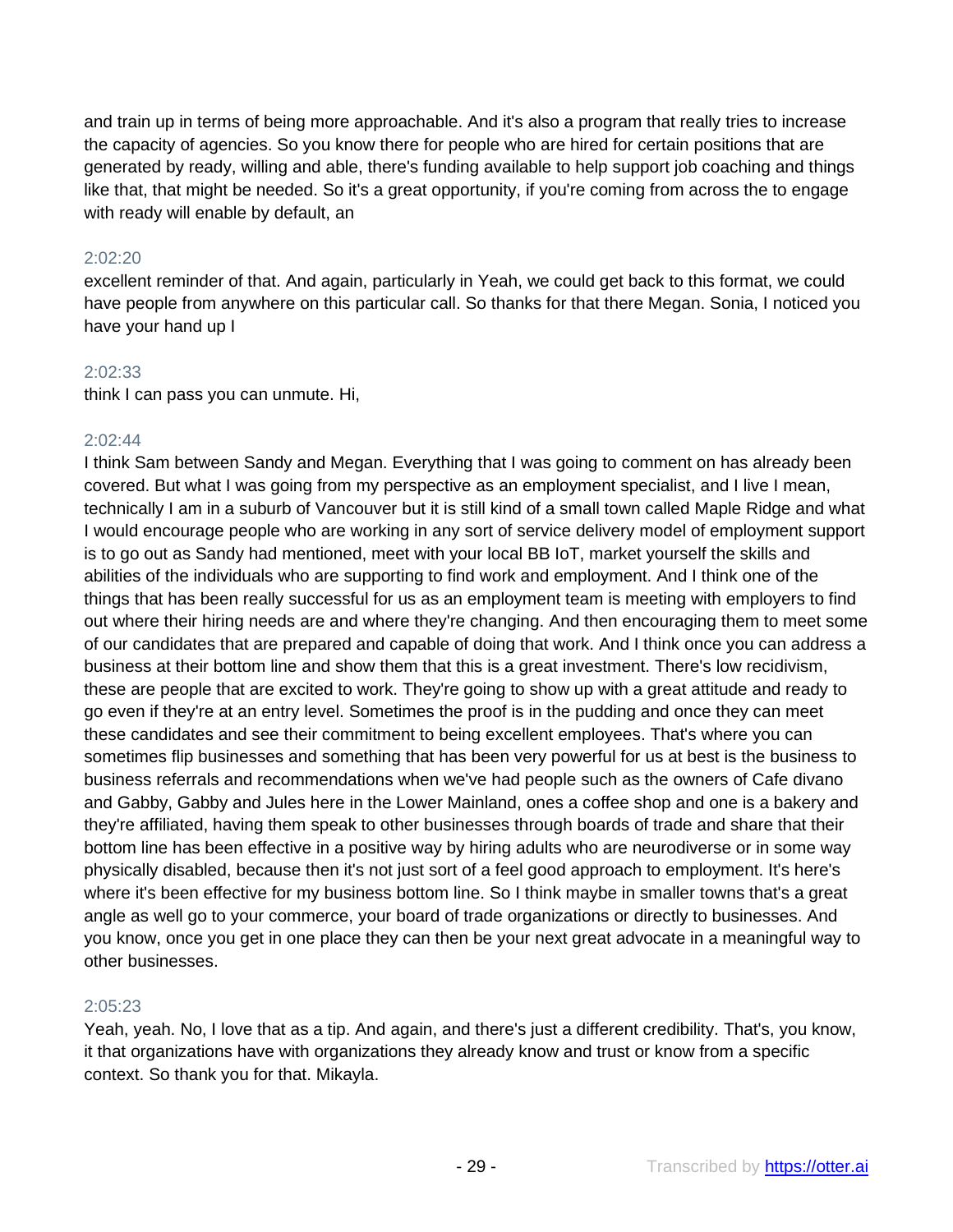and train up in terms of being more approachable. And it's also a program that really tries to increase the capacity of agencies. So you know there for people who are hired for certain positions that are generated by ready, willing and able, there's funding available to help support job coaching and things like that, that might be needed. So it's a great opportunity, if you're coming from across the to engage with ready will enable by default, an

2:02:20

excellent reminder of that. And again, particularly in Yeah, we could get back to this format, we could have people from anywhere on this particular call. So thanks for that there Megan. Sonia, I noticed you have your hand up I

2:02:33

think I can pass you can unmute. Hi,

2:02:44

I think Sam between Sandy and Megan. Everything that I was going to comment on has already been covered. But what I was going from my perspective as an employment specialist, and I live I mean, technically I am in a suburb of Vancouver but it is still kind of a small town called Maple Ridge and what I would encourage people who are working in any sort of service delivery model of employment support is to go out as Sandy had mentioned, meet with your local BB IoT, market yourself the skills and abilities of the individuals who are supporting to find work and employment. And I think one of the things that has been really successful for us as an employment team is meeting with employers to find out where their hiring needs are and where they're changing. And then encouraging them to meet some of our candidates that are prepared and capable of doing that work. And I think once you can address a business at their bottom line and show them that this is a great investment. There's low recidivism, these are people that are excited to work. They're going to show up with a great attitude and ready to go even if they're at an entry level. Sometimes the proof is in the pudding and once they can meet these candidates and see their commitment to being excellent employees. That's where you can sometimes flip businesses and something that has been very powerful for us at best is the business to business referrals and recommendations when we've had people such as the owners of Cafe divano and Gabby, Gabby and Jules here in the Lower Mainland, ones a coffee shop and one is a bakery and they're affiliated, having them speak to other businesses through boards of trade and share that their bottom line has been effective in a positive way by hiring adults who are neurodiverse or in some way physically disabled, because then it's not just sort of a feel good approach to employment. It's here's where it's been effective for my business bottom line. So I think maybe in smaller towns that's a great angle as well go to your commerce, your board of trade organizations or directly to businesses. And you know, once you get in one place they can then be your next great advocate in a meaningful way to other businesses.

2:05:23

Yeah, yeah. No, I love that as a tip. And again, and there's just a different credibility. That's, you know, it that organizations have with organizations they already know and trust or know from a specific context. So thank you for that. Mikayla.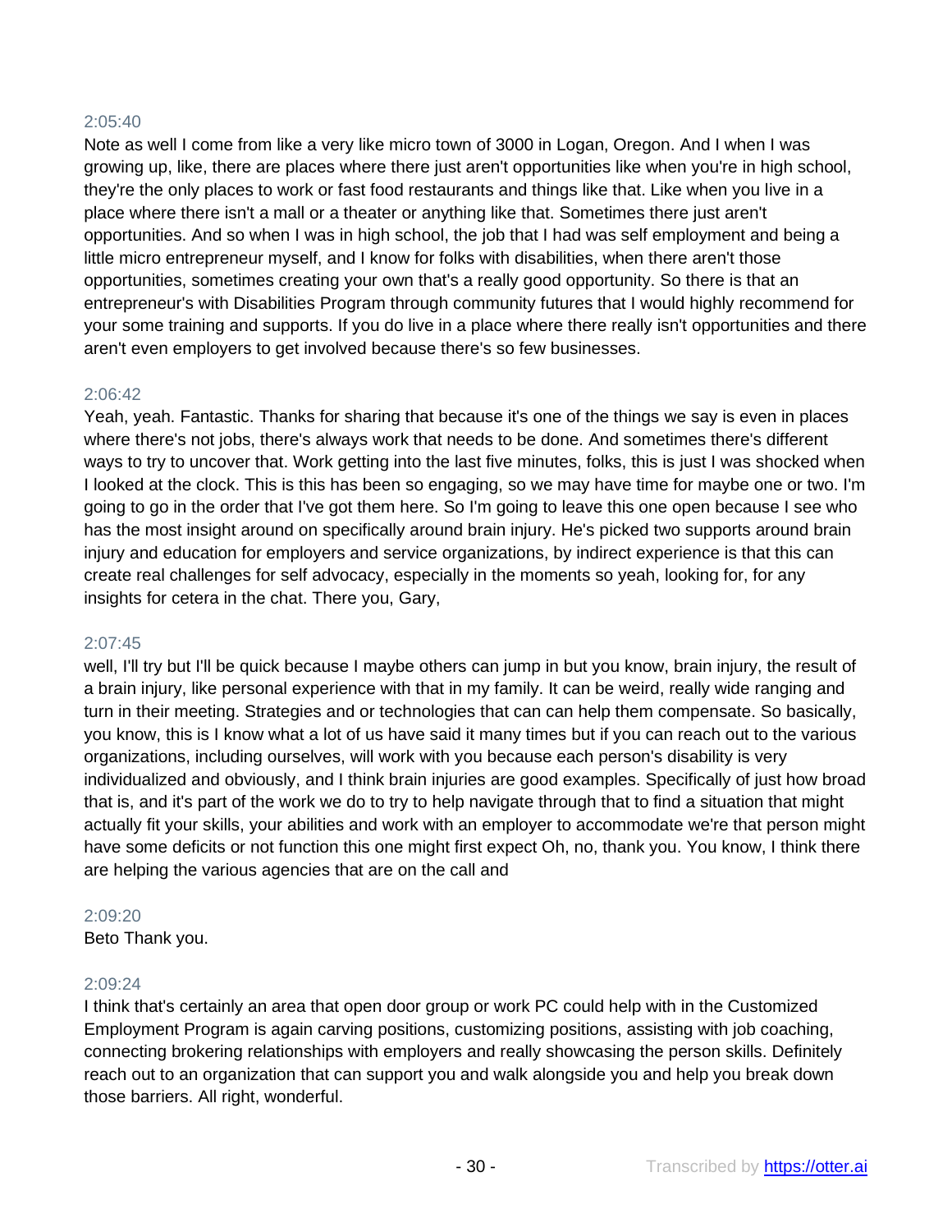2:05:40

Note as well I come from like a very like micro town of 3000 in Logan, Oregon. And I when I was growing up, like, there are places where there just aren't opportunities like when you're in high school, they're the only places to work or fast food restaurants and things like that. Like when you live in a place where there isn't a mall or a theater or anything like that. Sometimes there just aren't opportunities. And so when I was in high school, the job that I had was self employment and being a little micro entrepreneur myself, and I know for folks with disabilities, when there aren't those opportunities, sometimes creating your own that's a really good opportunity. So there is that an entrepreneur's with Disabilities Program through community futures that I would highly recommend for your some training and supports. If you do live in a place where there really isn't opportunities and there aren't even employers to get involved because there's so few businesses.

2:06:42

Yeah, yeah. Fantastic. Thanks for sharing that because it's one of the things we say is even in places where there's not jobs, there's always work that needs to be done. And sometimes there's different ways to try to uncover that. Work getting into the last five minutes, folks, this is just I was shocked when I looked at the clock. This is this has been so engaging, so we may have time for maybe one or two. I'm going to go in the order that I've got them here. So I'm going to leave this one open because I see who has the most insight around on specifically around brain injury. He's picked two supports around brain injury and education for employers and service organizations, by indirect experience is that this can create real challenges for self advocacy, especially in the moments so yeah, looking for, for any insights for cetera in the chat. There you, Gary,

2:07:45

well, I'll try but I'll be quick because I maybe others can jump in but you know, brain injury, the result of a brain injury, like personal experience with that in my family. It can be weird, really wide ranging and turn in their meeting. Strategies and or technologies that can can help them compensate. So basically, you know, this is I know what a lot of us have said it many times but if you can reach out to the various organizations, including ourselves, will work with you because each person's disability is very individualized and obviously, and I think brain injuries are good examples. Specifically of just how broad that is, and it's part of the work we do to try to help navigate through that to find a situation that might actually fit your skills, your abilities and work with an employer to accommodate we're that person might have some deficits or not function this one might first expect Oh, no, thank you. You know, I think there are helping the various agencies that are on the call and

2:09:20

Beto Thank you.

2:09:24

I think that's certainly an area that open door group or work PC could help with in the Customized Employment Program is again carving positions, customizing positions, assisting with job coaching, connecting brokering relationships with employers and really showcasing the person skills. Definitely reach out to an organization that can support you and walk alongside you and help you break down those barriers. All right, wonderful.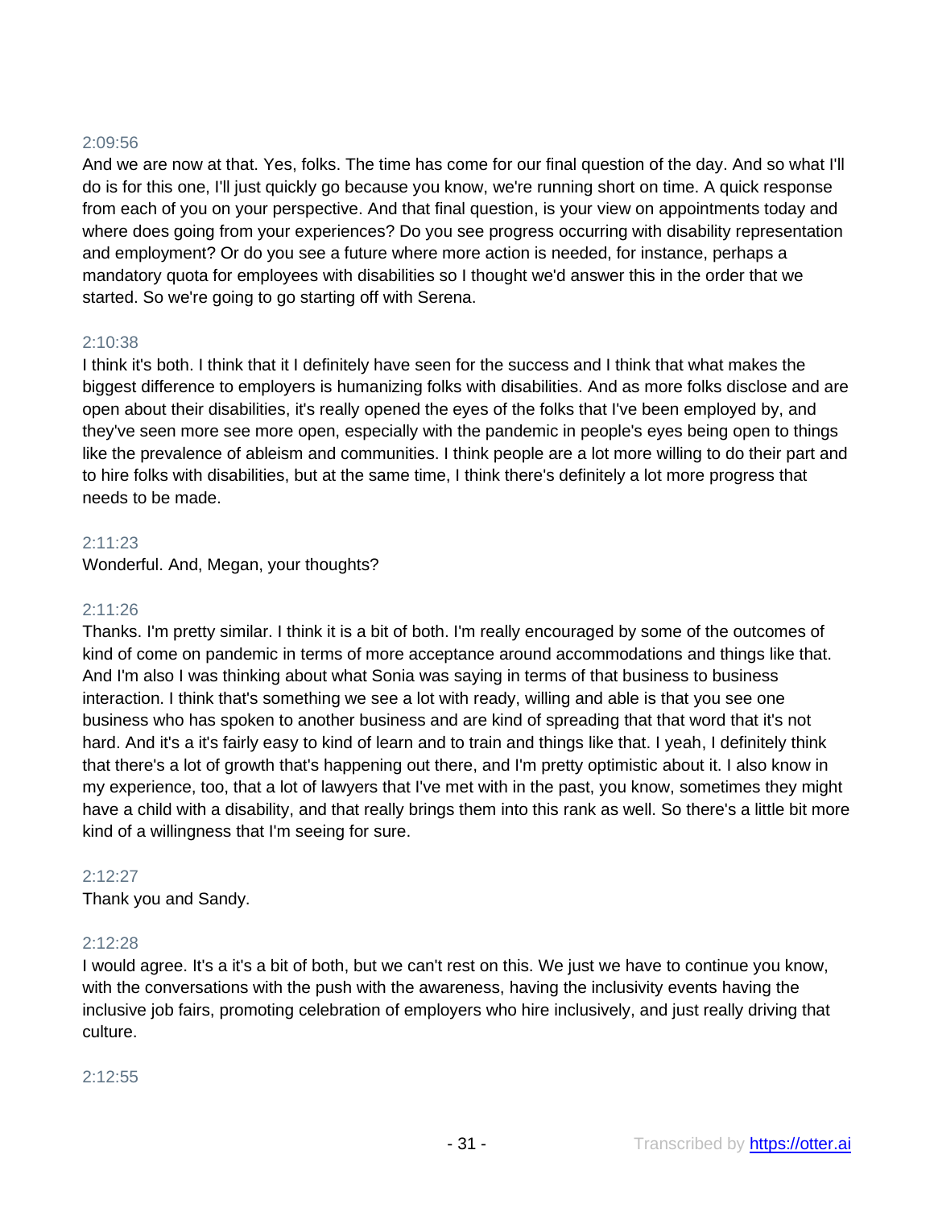2:09:56

And we are now at that. Yes, folks. The time has come for our final question of the day. And so what I'll do is for this one, I'll just quickly go because you know, we're running short on time. A quick response from each of you on your perspective. And that final question, is your view on appointments today and where does going from your experiences? Do you see progress occurring with disability representation and employment? Or do you see a future where more action is needed, for instance, perhaps a mandatory quota for employees with disabilities so I thought we'd answer this in the order that we started. So we're going to go starting off with Serena.

2:10:38

I think it's both. I think that it I definitely have seen for the success and I think that what makes the biggest difference to employers is humanizing folks with disabilities. And as more folks disclose and are open about their disabilities, it's really opened the eyes of the folks that I've been employed by, and they've seen more see more open, especially with the pandemic in people's eyes being open to things like the prevalence of ableism and communities. I think people are a lot more willing to do their part and to hire folks with disabilities, but at the same time, I think there's definitely a lot more progress that needs to be made.

2:11:23

Wonderful. And, Megan, your thoughts?

2:11:26

Thanks. I'm pretty similar. I think it is a bit of both. I'm really encouraged by some of the outcomes of kind of come on pandemic in terms of more acceptance around accommodations and things like that. And I'm also I was thinking about what Sonia was saying in terms of that business to business interaction. I think that's something we see a lot with ready, willing and able is that you see one business who has spoken to another business and are kind of spreading that that word that it's not hard. And it's a it's fairly easy to kind of learn and to train and things like that. I yeah, I definitely think that there's a lot of growth that's happening out there, and I'm pretty optimistic about it. I also know in my experience, too, that a lot of lawyers that I've met with in the past, you know, sometimes they might have a child with a disability, and that really brings them into this rank as well. So there's a little bit more kind of a willingness that I'm seeing for sure.

2:12:27

Thank you and Sandy.

2:12:28

I would agree. It's a it's a bit of both, but we can't rest on this. We just we have to continue you know, with the conversations with the push with the awareness, having the inclusivity events having the inclusive job fairs, promoting celebration of employers who hire inclusively, and just really driving that culture.

2:12:55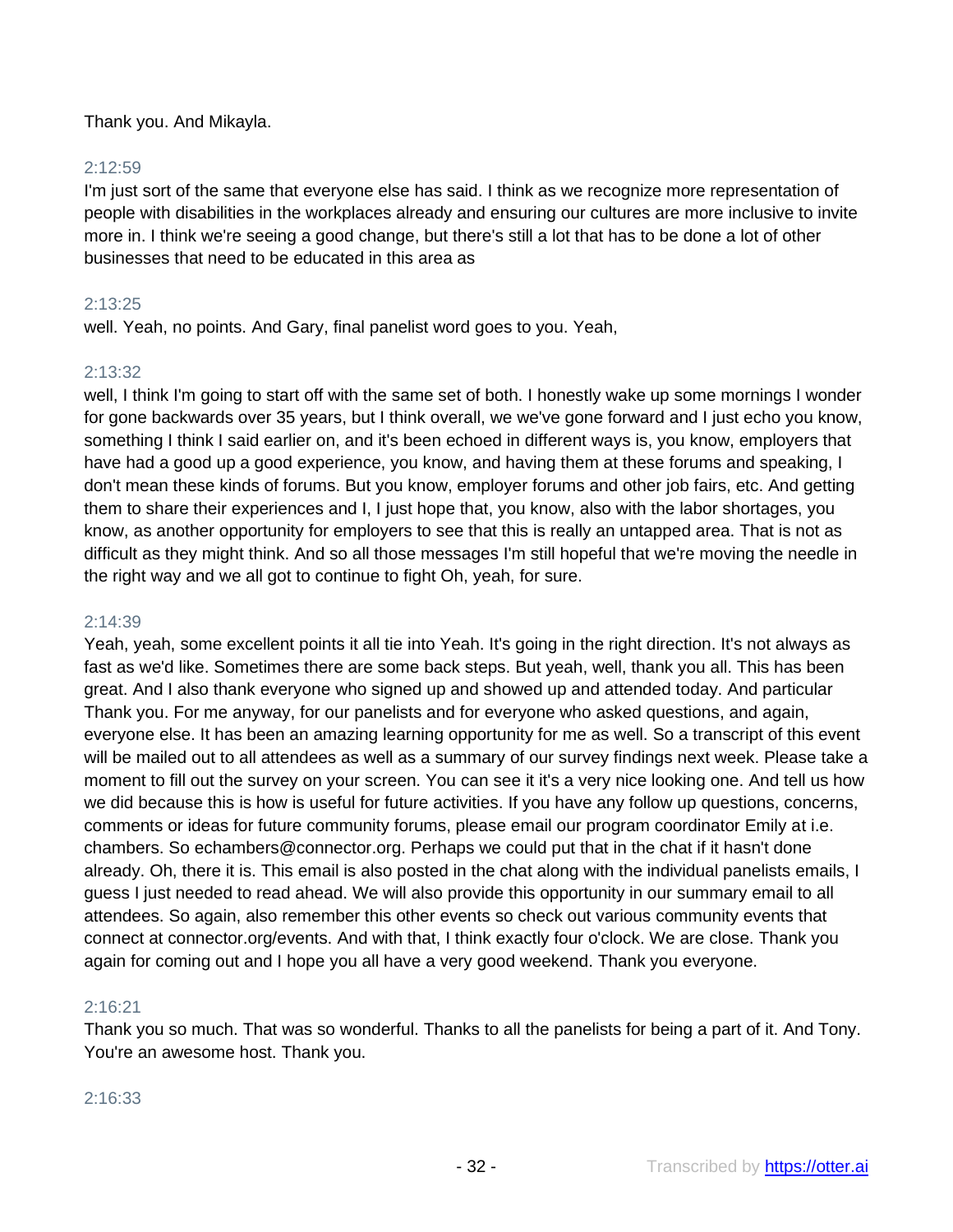Thank you. And Mikayla.

2:12:59

I'm just sort of the same that everyone else has said. I think as we recognize more representation of people with disabilities in the workplaces already and ensuring our cultures are more inclusive to invite more in. I think we're seeing a good change, but there's still a lot that has to be done a lot of other businesses that need to be educated in this area as

2:13:25

well. Yeah, no points. And Gary, final panelist word goes to you. Yeah,

2:13:32

well, I think I'm going to start off with the same set of both. I honestly wake up some mornings I wonder for gone backwards over 35 years, but I think overall, we we've gone forward and I just echo you know, something I think I said earlier on, and it's been echoed in different ways is, you know, employers that have had a good up a good experience, you know, and having them at these forums and speaking, I don't mean these kinds of forums. But you know, employer forums and other job fairs, etc. And getting them to share their experiences and I, I just hope that, you know, also with the labor shortages, you know, as another opportunity for employers to see that this is really an untapped area. That is not as difficult as they might think. And so all those messages I'm still hopeful that we're moving the needle in the right way and we all got to continue to fight Oh, yeah, for sure.

2:14:39

Yeah, yeah, some excellent points it all tie into Yeah. It's going in the right direction. It's not always as fast as we'd like. Sometimes there are some back steps. But yeah, well, thank you all. This has been great. And I also thank everyone who signed up and showed up and attended today. And particular Thank you. For me anyway, for our panelists and for everyone who asked questions, and again, everyone else. It has been an amazing learning opportunity for me as well. So a transcript of this event will be mailed out to all attendees as well as a summary of our survey findings next week. Please take a moment to fill out the survey on your screen. You can see it it's a very nice looking one. And tell us how we did because this is how is useful for future activities. If you have any follow up questions, concerns, comments or ideas for future community forums, please email our program coordinator Emily at i.e. chambers. So echambers@connector.org. Perhaps we could put that in the chat if it hasn't done already. Oh, there it is. This email is also posted in the chat along with the individual panelists emails, I guess I just needed to read ahead. We will also provide this opportunity in our summary email to all attendees. So again, also remember this other events so check out various community events that connect at connector.org/events. And with that, I think exactly four o'clock. We are close. Thank you again for coming out and I hope you all have a very good weekend. Thank you everyone.

2:16:21

Thank you so much. That was so wonderful. Thanks to all the panelists for being a part of it. And Tony. You're an awesome host. Thank you.

2:16:33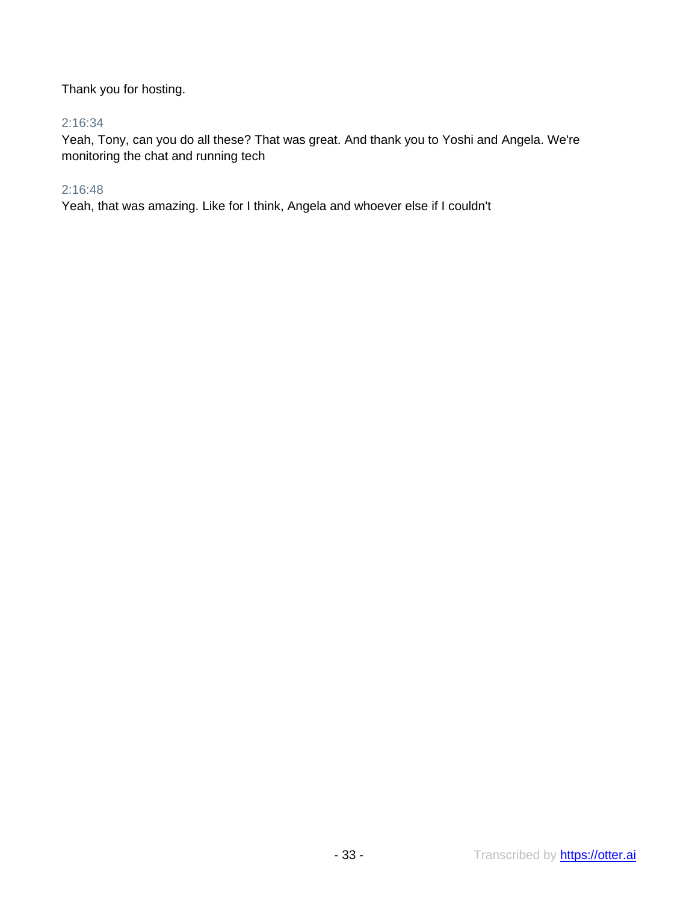Thank you for hosting.

2:16:34
Yeah, Tony, can you do all these? That was great. And thank you to Yoshi and Angela. We're monitoring the chat and running tech

2:16:48
Yeah, that was amazing. Like for I think, Angela and whoever else if I couldn't